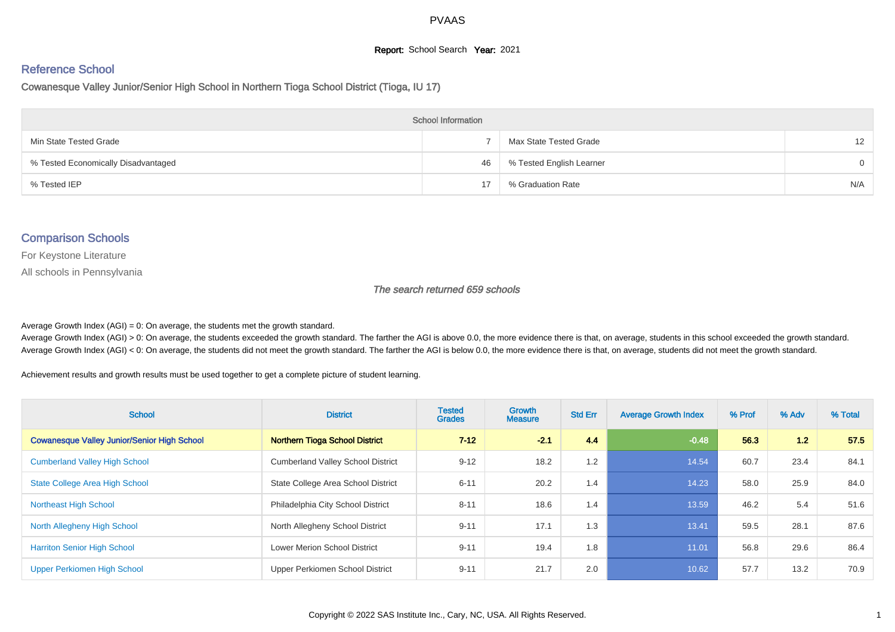PVAAS

**Report:** School Search **Year:** 2021

## Reference School

### Cowanesque Valley Junior/Senior High School in Northern Tioga School District (Tioga, IU 17)

| School Information | | | |
|---|---|---|---|
| Min State Tested Grade | 7 | Max State Tested Grade | 12 |
| % Tested Economically Disadvantaged | 46 | % Tested English Learner | 0 |
| % Tested IEP | 17 | % Graduation Rate | N/A |

## Comparison Schools

For Keystone Literature

All schools in Pennsylvania

*The search returned 659 schools*

Average Growth Index (AGI) = 0: On average, the students met the growth standard.
Average Growth Index (AGI) > 0: On average, the students exceeded the growth standard. The farther the AGI is above 0.0, the more evidence there is that, on average, students in this school exceeded the growth standard.
Average Growth Index (AGI) < 0: On average, the students did not meet the growth standard. The farther the AGI is below 0.0, the more evidence there is that, on average, students did not meet the growth standard.

Achievement results and growth results must be used together to get a complete picture of student learning.

| School | District | Tested Grades | Growth Measure | Std Err | Average Growth Index | % Prof | % Adv | % Total |
|---|---|---|---|---|---|---|---|---|
| **Cowanesque Valley Junior/Senior High School** | **Northern Tioga School District** | **7-12** | **-2.1** | **4.4** | **-0.48** | **56.3** | **1.2** | **57.5** |
| Cumberland Valley High School | Cumberland Valley School District | 9-12 | 18.2 | 1.2 | 14.54 | 60.7 | 23.4 | 84.1 |
| State College Area High School | State College Area School District | 6-11 | 20.2 | 1.4 | 14.23 | 58.0 | 25.9 | 84.0 |
| Northeast High School | Philadelphia City School District | 8-11 | 18.6 | 1.4 | 13.59 | 46.2 | 5.4 | 51.6 |
| North Allegheny High School | North Allegheny School District | 9-11 | 17.1 | 1.3 | 13.41 | 59.5 | 28.1 | 87.6 |
| Harriton Senior High School | Lower Merion School District | 9-11 | 19.4 | 1.8 | 11.01 | 56.8 | 29.6 | 86.4 |
| Upper Perkiomen High School | Upper Perkiomen School District | 9-11 | 21.7 | 2.0 | 10.62 | 57.7 | 13.2 | 70.9 |

Copyright © 2022 SAS Institute Inc., Cary, NC, USA. All Rights Reserved.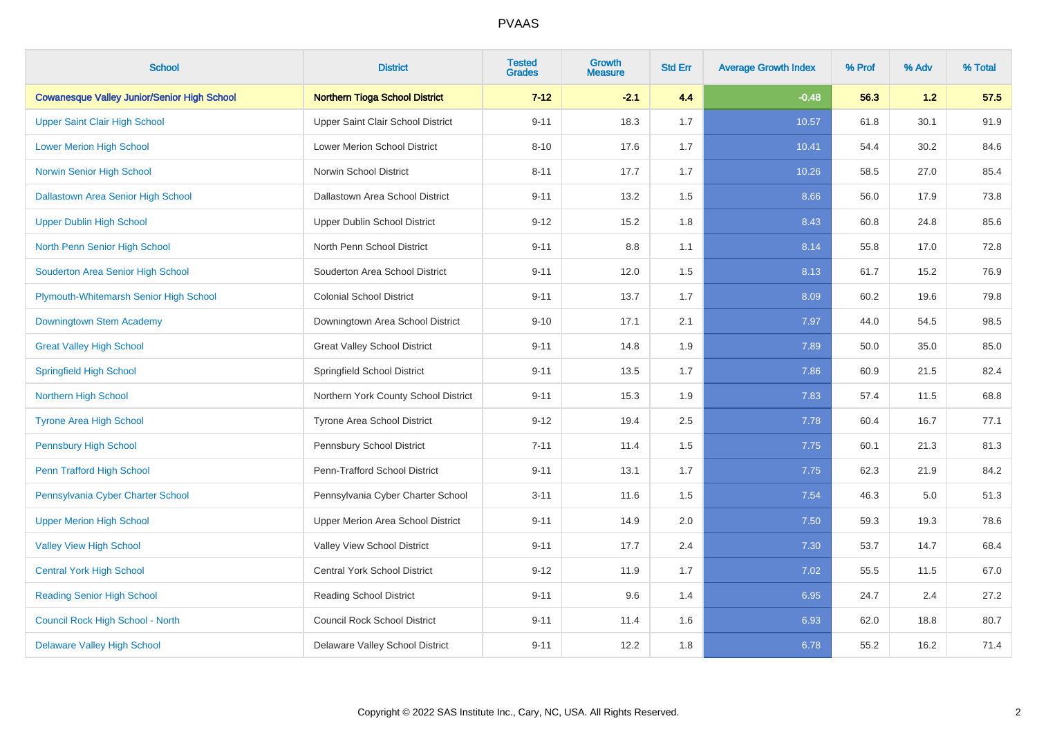| School | District | Tested Grades | Growth Measure | Std Err | Average Growth Index | % Prof | % Adv | % Total |
|---|---|---|---|---|---|---|---|---|
| **Cowanesque Valley Junior/Senior High School** | **Northern Tioga School District** | **7-12** | **-2.1** | **4.4** | **-0.48** | **56.3** | **1.2** | **57.5** |
| Upper Saint Clair High School | Upper Saint Clair School District | 9-11 | 18.3 | 1.7 | 10.57 | 61.8 | 30.1 | 91.9 |
| Lower Merion High School | Lower Merion School District | 8-10 | 17.6 | 1.7 | 10.41 | 54.4 | 30.2 | 84.6 |
| Norwin Senior High School | Norwin School District | 8-11 | 17.7 | 1.7 | 10.26 | 58.5 | 27.0 | 85.4 |
| Dallastown Area Senior High School | Dallastown Area School District | 9-11 | 13.2 | 1.5 | 8.66 | 56.0 | 17.9 | 73.8 |
| Upper Dublin High School | Upper Dublin School District | 9-12 | 15.2 | 1.8 | 8.43 | 60.8 | 24.8 | 85.6 |
| North Penn Senior High School | North Penn School District | 9-11 | 8.8 | 1.1 | 8.14 | 55.8 | 17.0 | 72.8 |
| Souderton Area Senior High School | Souderton Area School District | 9-11 | 12.0 | 1.5 | 8.13 | 61.7 | 15.2 | 76.9 |
| Plymouth-Whitemarsh Senior High School | Colonial School District | 9-11 | 13.7 | 1.7 | 8.09 | 60.2 | 19.6 | 79.8 |
| Downingtown Stem Academy | Downingtown Area School District | 9-10 | 17.1 | 2.1 | 7.97 | 44.0 | 54.5 | 98.5 |
| Great Valley High School | Great Valley School District | 9-11 | 14.8 | 1.9 | 7.89 | 50.0 | 35.0 | 85.0 |
| Springfield High School | Springfield School District | 9-11 | 13.5 | 1.7 | 7.86 | 60.9 | 21.5 | 82.4 |
| Northern High School | Northern York County School District | 9-11 | 15.3 | 1.9 | 7.83 | 57.4 | 11.5 | 68.8 |
| Tyrone Area High School | Tyrone Area School District | 9-12 | 19.4 | 2.5 | 7.78 | 60.4 | 16.7 | 77.1 |
| Pennsbury High School | Pennsbury School District | 7-11 | 11.4 | 1.5 | 7.75 | 60.1 | 21.3 | 81.3 |
| Penn Trafford High School | Penn-Trafford School District | 9-11 | 13.1 | 1.7 | 7.75 | 62.3 | 21.9 | 84.2 |
| Pennsylvania Cyber Charter School | Pennsylvania Cyber Charter School | 3-11 | 11.6 | 1.5 | 7.54 | 46.3 | 5.0 | 51.3 |
| Upper Merion High School | Upper Merion Area School District | 9-11 | 14.9 | 2.0 | 7.50 | 59.3 | 19.3 | 78.6 |
| Valley View High School | Valley View School District | 9-11 | 17.7 | 2.4 | 7.30 | 53.7 | 14.7 | 68.4 |
| Central York High School | Central York School District | 9-12 | 11.9 | 1.7 | 7.02 | 55.5 | 11.5 | 67.0 |
| Reading Senior High School | Reading School District | 9-11 | 9.6 | 1.4 | 6.95 | 24.7 | 2.4 | 27.2 |
| Council Rock High School - North | Council Rock School District | 9-11 | 11.4 | 1.6 | 6.93 | 62.0 | 18.8 | 80.7 |
| Delaware Valley High School | Delaware Valley School District | 9-11 | 12.2 | 1.8 | 6.78 | 55.2 | 16.2 | 71.4 |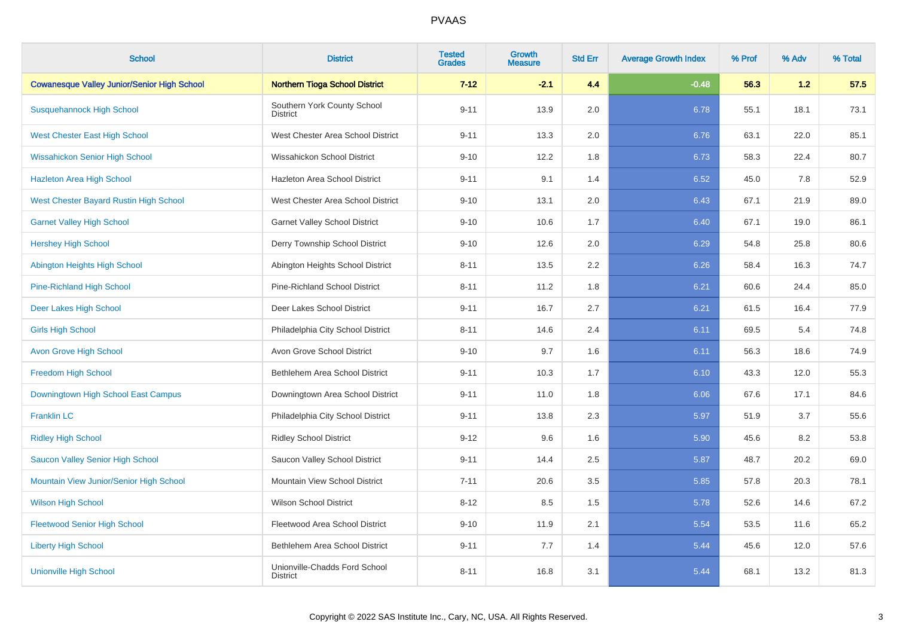# PVAAS

| School | District | Tested Grades | Growth Measure | Std Err | Average Growth Index | % Prof | % Adv | % Total |
|---|---|---|---|---|---|---|---|---|
| **Cowanesque Valley Junior/Senior High School** | **Northern Tioga School District** | **7-12** | **-2.1** | **4.4** | **-0.48** | **56.3** | **1.2** | **57.5** |
| Susquehannock High School | Southern York County School District | 9-11 | 13.9 | 2.0 | 6.78 | 55.1 | 18.1 | 73.1 |
| West Chester East High School | West Chester Area School District | 9-11 | 13.3 | 2.0 | 6.76 | 63.1 | 22.0 | 85.1 |
| Wissahickon Senior High School | Wissahickon School District | 9-10 | 12.2 | 1.8 | 6.73 | 58.3 | 22.4 | 80.7 |
| Hazleton Area High School | Hazleton Area School District | 9-11 | 9.1 | 1.4 | 6.52 | 45.0 | 7.8 | 52.9 |
| West Chester Bayard Rustin High School | West Chester Area School District | 9-10 | 13.1 | 2.0 | 6.43 | 67.1 | 21.9 | 89.0 |
| Garnet Valley High School | Garnet Valley School District | 9-10 | 10.6 | 1.7 | 6.40 | 67.1 | 19.0 | 86.1 |
| Hershey High School | Derry Township School District | 9-10 | 12.6 | 2.0 | 6.29 | 54.8 | 25.8 | 80.6 |
| Abington Heights High School | Abington Heights School District | 8-11 | 13.5 | 2.2 | 6.26 | 58.4 | 16.3 | 74.7 |
| Pine-Richland High School | Pine-Richland School District | 8-11 | 11.2 | 1.8 | 6.21 | 60.6 | 24.4 | 85.0 |
| Deer Lakes High School | Deer Lakes School District | 9-11 | 16.7 | 2.7 | 6.21 | 61.5 | 16.4 | 77.9 |
| Girls High School | Philadelphia City School District | 8-11 | 14.6 | 2.4 | 6.11 | 69.5 | 5.4 | 74.8 |
| Avon Grove High School | Avon Grove School District | 9-10 | 9.7 | 1.6 | 6.11 | 56.3 | 18.6 | 74.9 |
| Freedom High School | Bethlehem Area School District | 9-11 | 10.3 | 1.7 | 6.10 | 43.3 | 12.0 | 55.3 |
| Downingtown High School East Campus | Downingtown Area School District | 9-11 | 11.0 | 1.8 | 6.06 | 67.6 | 17.1 | 84.6 |
| Franklin LC | Philadelphia City School District | 9-11 | 13.8 | 2.3 | 5.97 | 51.9 | 3.7 | 55.6 |
| Ridley High School | Ridley School District | 9-12 | 9.6 | 1.6 | 5.90 | 45.6 | 8.2 | 53.8 |
| Saucon Valley Senior High School | Saucon Valley School District | 9-11 | 14.4 | 2.5 | 5.87 | 48.7 | 20.2 | 69.0 |
| Mountain View Junior/Senior High School | Mountain View School District | 7-11 | 20.6 | 3.5 | 5.85 | 57.8 | 20.3 | 78.1 |
| Wilson High School | Wilson School District | 8-12 | 8.5 | 1.5 | 5.78 | 52.6 | 14.6 | 67.2 |
| Fleetwood Senior High School | Fleetwood Area School District | 9-10 | 11.9 | 2.1 | 5.54 | 53.5 | 11.6 | 65.2 |
| Liberty High School | Bethlehem Area School District | 9-11 | 7.7 | 1.4 | 5.44 | 45.6 | 12.0 | 57.6 |
| Unionville High School | Unionville-Chadds Ford School District | 8-11 | 16.8 | 3.1 | 5.44 | 68.1 | 13.2 | 81.3 |

Copyright © 2022 SAS Institute Inc., Cary, NC, USA. All Rights Reserved.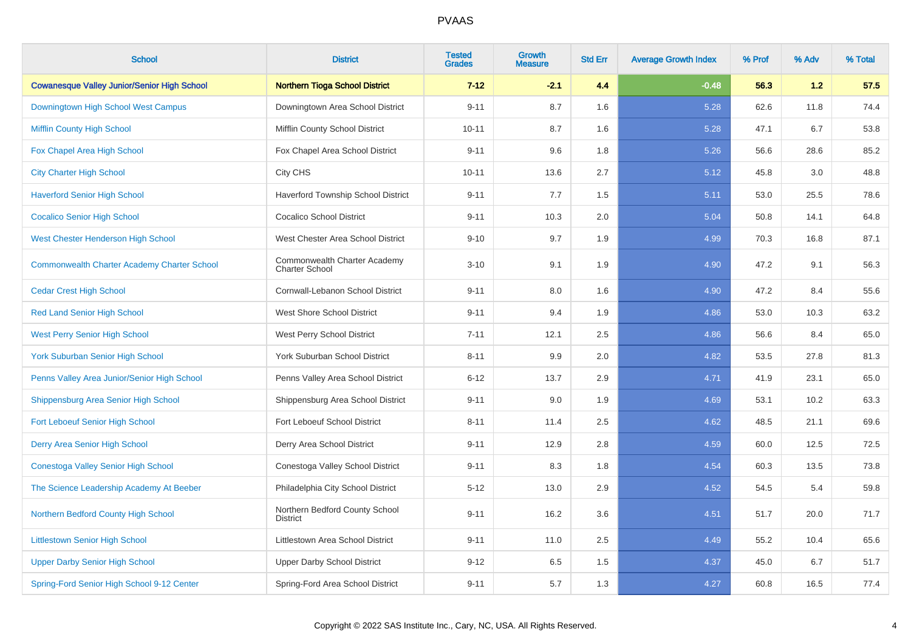# PVAAS

| School | District | Tested Grades | Growth Measure | Std Err | Average Growth Index | % Prof | % Adv | % Total |
|---|---|---|---|---|---|---|---|---|
| **Cowanesque Valley Junior/Senior High School** | **Northern Tioga School District** | **7-12** | **-2.1** | **4.4** | **-0.48** | **56.3** | **1.2** | **57.5** |
| Downingtown High School West Campus | Downingtown Area School District | 9-11 | 8.7 | 1.6 | 5.28 | 62.6 | 11.8 | 74.4 |
| Mifflin County High School | Mifflin County School District | 10-11 | 8.7 | 1.6 | 5.28 | 47.1 | 6.7 | 53.8 |
| Fox Chapel Area High School | Fox Chapel Area School District | 9-11 | 9.6 | 1.8 | 5.26 | 56.6 | 28.6 | 85.2 |
| City Charter High School | City CHS | 10-11 | 13.6 | 2.7 | 5.12 | 45.8 | 3.0 | 48.8 |
| Haverford Senior High School | Haverford Township School District | 9-11 | 7.7 | 1.5 | 5.11 | 53.0 | 25.5 | 78.6 |
| Cocalico Senior High School | Cocalico School District | 9-11 | 10.3 | 2.0 | 5.04 | 50.8 | 14.1 | 64.8 |
| West Chester Henderson High School | West Chester Area School District | 9-10 | 9.7 | 1.9 | 4.99 | 70.3 | 16.8 | 87.1 |
| Commonwealth Charter Academy Charter School | Commonwealth Charter Academy Charter School | 3-10 | 9.1 | 1.9 | 4.90 | 47.2 | 9.1 | 56.3 |
| Cedar Crest High School | Cornwall-Lebanon School District | 9-11 | 8.0 | 1.6 | 4.90 | 47.2 | 8.4 | 55.6 |
| Red Land Senior High School | West Shore School District | 9-11 | 9.4 | 1.9 | 4.86 | 53.0 | 10.3 | 63.2 |
| West Perry Senior High School | West Perry School District | 7-11 | 12.1 | 2.5 | 4.86 | 56.6 | 8.4 | 65.0 |
| York Suburban Senior High School | York Suburban School District | 8-11 | 9.9 | 2.0 | 4.82 | 53.5 | 27.8 | 81.3 |
| Penns Valley Area Junior/Senior High School | Penns Valley Area School District | 6-12 | 13.7 | 2.9 | 4.71 | 41.9 | 23.1 | 65.0 |
| Shippensburg Area Senior High School | Shippensburg Area School District | 9-11 | 9.0 | 1.9 | 4.69 | 53.1 | 10.2 | 63.3 |
| Fort Leboeuf Senior High School | Fort Leboeuf School District | 8-11 | 11.4 | 2.5 | 4.62 | 48.5 | 21.1 | 69.6 |
| Derry Area Senior High School | Derry Area School District | 9-11 | 12.9 | 2.8 | 4.59 | 60.0 | 12.5 | 72.5 |
| Conestoga Valley Senior High School | Conestoga Valley School District | 9-11 | 8.3 | 1.8 | 4.54 | 60.3 | 13.5 | 73.8 |
| The Science Leadership Academy At Beeber | Philadelphia City School District | 5-12 | 13.0 | 2.9 | 4.52 | 54.5 | 5.4 | 59.8 |
| Northern Bedford County High School | Northern Bedford County School District | 9-11 | 16.2 | 3.6 | 4.51 | 51.7 | 20.0 | 71.7 |
| Littlestown Senior High School | Littlestown Area School District | 9-11 | 11.0 | 2.5 | 4.49 | 55.2 | 10.4 | 65.6 |
| Upper Darby Senior High School | Upper Darby School District | 9-12 | 6.5 | 1.5 | 4.37 | 45.0 | 6.7 | 51.7 |
| Spring-Ford Senior High School 9-12 Center | Spring-Ford Area School District | 9-11 | 5.7 | 1.3 | 4.27 | 60.8 | 16.5 | 77.4 |

Copyright © 2022 SAS Institute Inc., Cary, NC, USA. All Rights Reserved.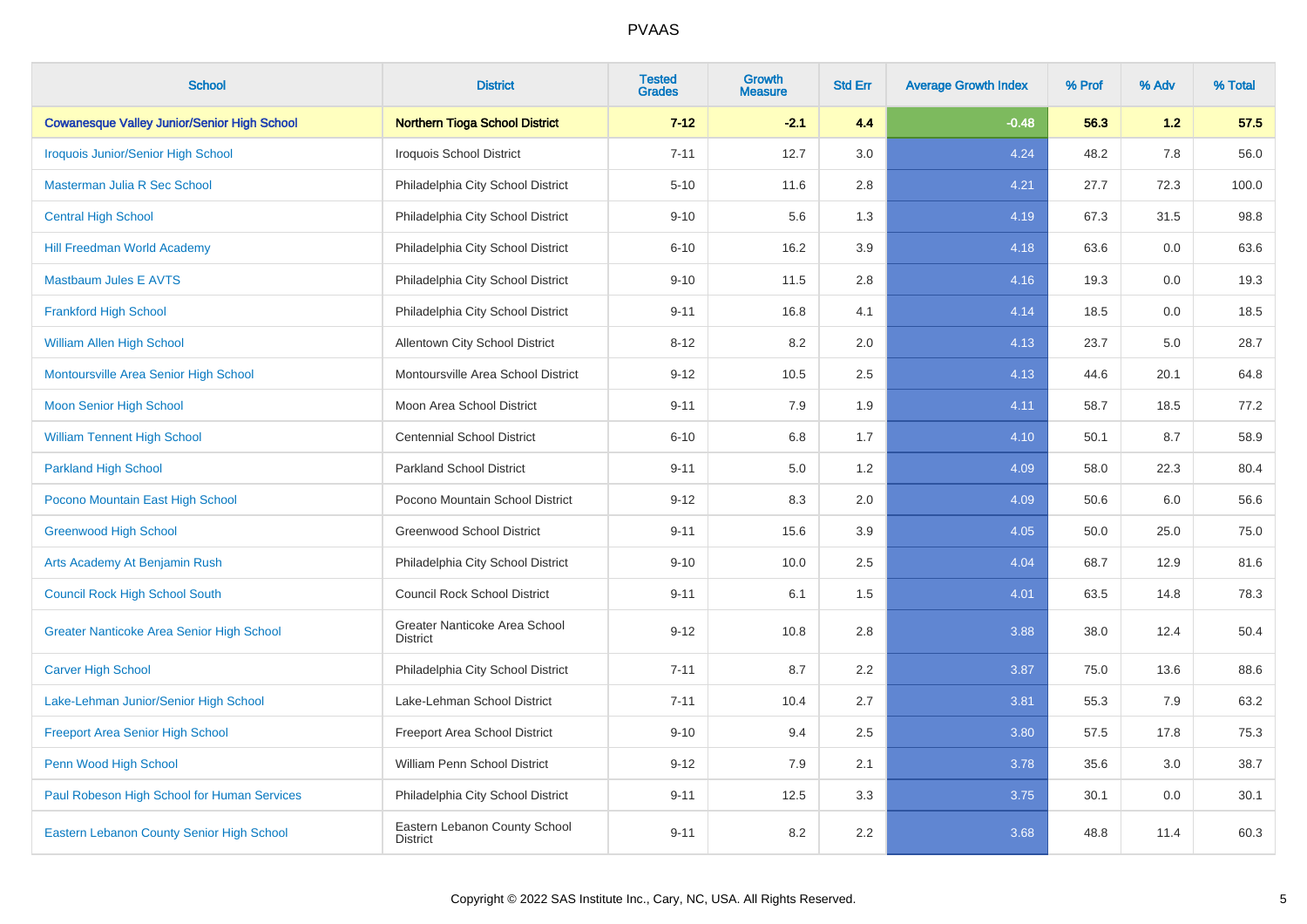# PVAAS

| School | District | Tested Grades | Growth Measure | Std Err | Average Growth Index | % Prof | % Adv | % Total |
|---|---|---|---|---|---|---|---|---|
| **Cowanesque Valley Junior/Senior High School** | **Northern Tioga School District** | **7-12** | **-2.1** | **4.4** | **-0.48** | **56.3** | **1.2** | **57.5** |
| Iroquois Junior/Senior High School | Iroquois School District | 7-11 | 12.7 | 3.0 | 4.24 | 48.2 | 7.8 | 56.0 |
| Masterman Julia R Sec School | Philadelphia City School District | 5-10 | 11.6 | 2.8 | 4.21 | 27.7 | 72.3 | 100.0 |
| Central High School | Philadelphia City School District | 9-10 | 5.6 | 1.3 | 4.19 | 67.3 | 31.5 | 98.8 |
| Hill Freedman World Academy | Philadelphia City School District | 6-10 | 16.2 | 3.9 | 4.18 | 63.6 | 0.0 | 63.6 |
| Mastbaum Jules E AVTS | Philadelphia City School District | 9-10 | 11.5 | 2.8 | 4.16 | 19.3 | 0.0 | 19.3 |
| Frankford High School | Philadelphia City School District | 9-11 | 16.8 | 4.1 | 4.14 | 18.5 | 0.0 | 18.5 |
| William Allen High School | Allentown City School District | 8-12 | 8.2 | 2.0 | 4.13 | 23.7 | 5.0 | 28.7 |
| Montoursville Area Senior High School | Montoursville Area School District | 9-12 | 10.5 | 2.5 | 4.13 | 44.6 | 20.1 | 64.8 |
| Moon Senior High School | Moon Area School District | 9-11 | 7.9 | 1.9 | 4.11 | 58.7 | 18.5 | 77.2 |
| William Tennent High School | Centennial School District | 6-10 | 6.8 | 1.7 | 4.10 | 50.1 | 8.7 | 58.9 |
| Parkland High School | Parkland School District | 9-11 | 5.0 | 1.2 | 4.09 | 58.0 | 22.3 | 80.4 |
| Pocono Mountain East High School | Pocono Mountain School District | 9-12 | 8.3 | 2.0 | 4.09 | 50.6 | 6.0 | 56.6 |
| Greenwood High School | Greenwood School District | 9-11 | 15.6 | 3.9 | 4.05 | 50.0 | 25.0 | 75.0 |
| Arts Academy At Benjamin Rush | Philadelphia City School District | 9-10 | 10.0 | 2.5 | 4.04 | 68.7 | 12.9 | 81.6 |
| Council Rock High School South | Council Rock School District | 9-11 | 6.1 | 1.5 | 4.01 | 63.5 | 14.8 | 78.3 |
| Greater Nanticoke Area Senior High School | Greater Nanticoke Area School District | 9-12 | 10.8 | 2.8 | 3.88 | 38.0 | 12.4 | 50.4 |
| Carver High School | Philadelphia City School District | 7-11 | 8.7 | 2.2 | 3.87 | 75.0 | 13.6 | 88.6 |
| Lake-Lehman Junior/Senior High School | Lake-Lehman School District | 7-11 | 10.4 | 2.7 | 3.81 | 55.3 | 7.9 | 63.2 |
| Freeport Area Senior High School | Freeport Area School District | 9-10 | 9.4 | 2.5 | 3.80 | 57.5 | 17.8 | 75.3 |
| Penn Wood High School | William Penn School District | 9-12 | 7.9 | 2.1 | 3.78 | 35.6 | 3.0 | 38.7 |
| Paul Robeson High School for Human Services | Philadelphia City School District | 9-11 | 12.5 | 3.3 | 3.75 | 30.1 | 0.0 | 30.1 |
| Eastern Lebanon County Senior High School | Eastern Lebanon County School District | 9-11 | 8.2 | 2.2 | 3.68 | 48.8 | 11.4 | 60.3 |

Copyright © 2022 SAS Institute Inc., Cary, NC, USA. All Rights Reserved.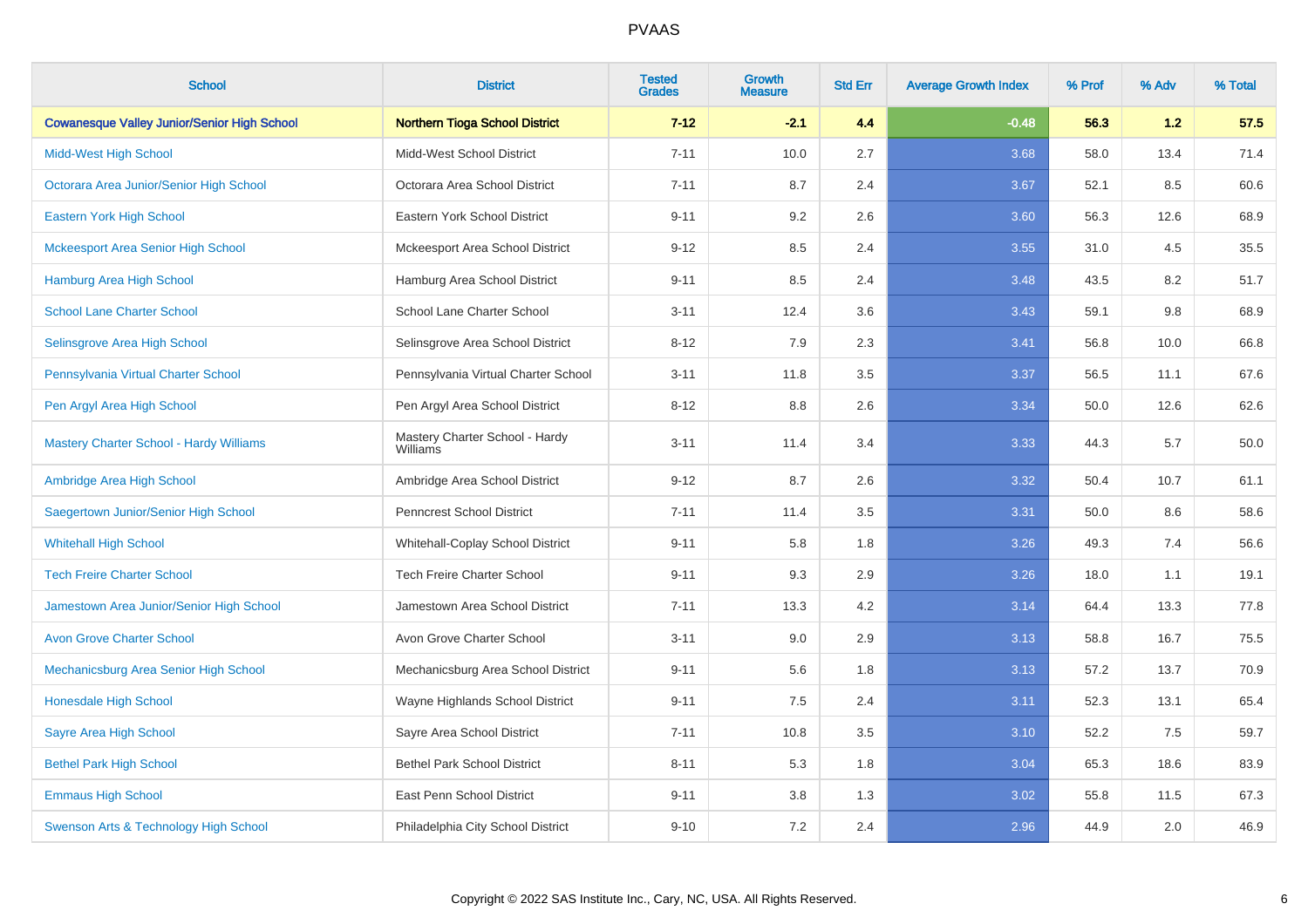| School | District | Tested Grades | Growth Measure | Std Err | Average Growth Index | % Prof | % Adv | % Total |
|---|---|---|---|---|---|---|---|---|
| **Cowanesque Valley Junior/Senior High School** | **Northern Tioga School District** | **7-12** | **-2.1** | **4.4** | **-0.48** | **56.3** | **1.2** | **57.5** |
| Midd-West High School | Midd-West School District | 7-11 | 10.0 | 2.7 | 3.68 | 58.0 | 13.4 | 71.4 |
| Octorara Area Junior/Senior High School | Octorara Area School District | 7-11 | 8.7 | 2.4 | 3.67 | 52.1 | 8.5 | 60.6 |
| Eastern York High School | Eastern York School District | 9-11 | 9.2 | 2.6 | 3.60 | 56.3 | 12.6 | 68.9 |
| Mckeesport Area Senior High School | Mckeesport Area School District | 9-12 | 8.5 | 2.4 | 3.55 | 31.0 | 4.5 | 35.5 |
| Hamburg Area High School | Hamburg Area School District | 9-11 | 8.5 | 2.4 | 3.48 | 43.5 | 8.2 | 51.7 |
| School Lane Charter School | School Lane Charter School | 3-11 | 12.4 | 3.6 | 3.43 | 59.1 | 9.8 | 68.9 |
| Selinsgrove Area High School | Selinsgrove Area School District | 8-12 | 7.9 | 2.3 | 3.41 | 56.8 | 10.0 | 66.8 |
| Pennsylvania Virtual Charter School | Pennsylvania Virtual Charter School | 3-11 | 11.8 | 3.5 | 3.37 | 56.5 | 11.1 | 67.6 |
| Pen Argyl Area High School | Pen Argyl Area School District | 8-12 | 8.8 | 2.6 | 3.34 | 50.0 | 12.6 | 62.6 |
| Mastery Charter School - Hardy Williams | Mastery Charter School - Hardy Williams | 3-11 | 11.4 | 3.4 | 3.33 | 44.3 | 5.7 | 50.0 |
| Ambridge Area High School | Ambridge Area School District | 9-12 | 8.7 | 2.6 | 3.32 | 50.4 | 10.7 | 61.1 |
| Saegertown Junior/Senior High School | Penncrest School District | 7-11 | 11.4 | 3.5 | 3.31 | 50.0 | 8.6 | 58.6 |
| Whitehall High School | Whitehall-Coplay School District | 9-11 | 5.8 | 1.8 | 3.26 | 49.3 | 7.4 | 56.6 |
| Tech Freire Charter School | Tech Freire Charter School | 9-11 | 9.3 | 2.9 | 3.26 | 18.0 | 1.1 | 19.1 |
| Jamestown Area Junior/Senior High School | Jamestown Area School District | 7-11 | 13.3 | 4.2 | 3.14 | 64.4 | 13.3 | 77.8 |
| Avon Grove Charter School | Avon Grove Charter School | 3-11 | 9.0 | 2.9 | 3.13 | 58.8 | 16.7 | 75.5 |
| Mechanicsburg Area Senior High School | Mechanicsburg Area School District | 9-11 | 5.6 | 1.8 | 3.13 | 57.2 | 13.7 | 70.9 |
| Honesdale High School | Wayne Highlands School District | 9-11 | 7.5 | 2.4 | 3.11 | 52.3 | 13.1 | 65.4 |
| Sayre Area High School | Sayre Area School District | 7-11 | 10.8 | 3.5 | 3.10 | 52.2 | 7.5 | 59.7 |
| Bethel Park High School | Bethel Park School District | 8-11 | 5.3 | 1.8 | 3.04 | 65.3 | 18.6 | 83.9 |
| Emmaus High School | East Penn School District | 9-11 | 3.8 | 1.3 | 3.02 | 55.8 | 11.5 | 67.3 |
| Swenson Arts & Technology High School | Philadelphia City School District | 9-10 | 7.2 | 2.4 | 2.96 | 44.9 | 2.0 | 46.9 |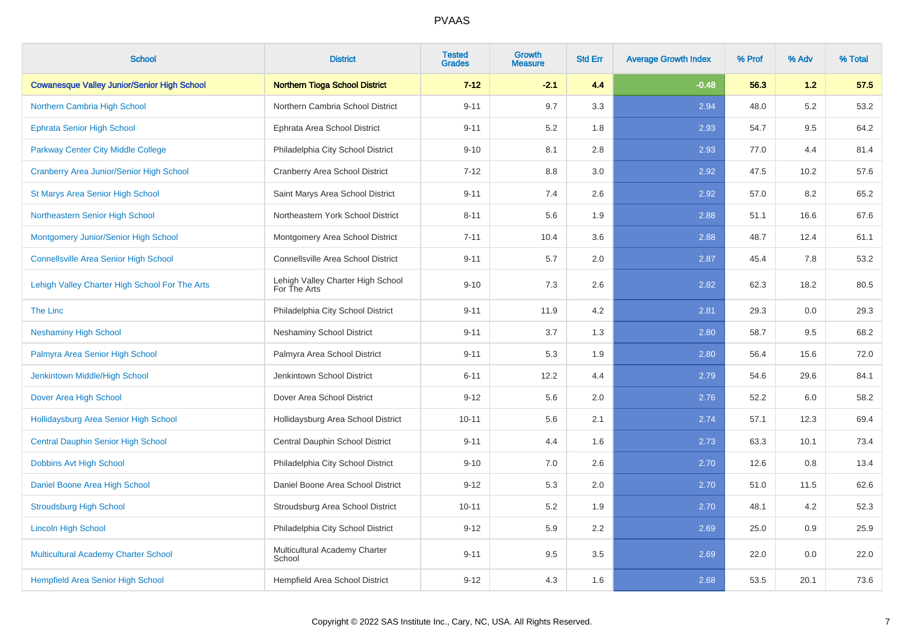# PVAAS

| School | District | Tested Grades | Growth Measure | Std Err | Average Growth Index | % Prof | % Adv | % Total |
|---|---|---|---|---|---|---|---|---|
| **Cowanesque Valley Junior/Senior High School** | **Northern Tioga School District** | **7-12** | **-2.1** | **4.4** | **-0.48** | **56.3** | **1.2** | **57.5** |
| Northern Cambria High School | Northern Cambria School District | 9-11 | 9.7 | 3.3 | 2.94 | 48.0 | 5.2 | 53.2 |
| Ephrata Senior High School | Ephrata Area School District | 9-11 | 5.2 | 1.8 | 2.93 | 54.7 | 9.5 | 64.2 |
| Parkway Center City Middle College | Philadelphia City School District | 9-10 | 8.1 | 2.8 | 2.93 | 77.0 | 4.4 | 81.4 |
| Cranberry Area Junior/Senior High School | Cranberry Area School District | 7-12 | 8.8 | 3.0 | 2.92 | 47.5 | 10.2 | 57.6 |
| St Marys Area Senior High School | Saint Marys Area School District | 9-11 | 7.4 | 2.6 | 2.92 | 57.0 | 8.2 | 65.2 |
| Northeastern Senior High School | Northeastern York School District | 8-11 | 5.6 | 1.9 | 2.88 | 51.1 | 16.6 | 67.6 |
| Montgomery Junior/Senior High School | Montgomery Area School District | 7-11 | 10.4 | 3.6 | 2.88 | 48.7 | 12.4 | 61.1 |
| Connellsville Area Senior High School | Connellsville Area School District | 9-11 | 5.7 | 2.0 | 2.87 | 45.4 | 7.8 | 53.2 |
| Lehigh Valley Charter High School For The Arts | Lehigh Valley Charter High School For The Arts | 9-10 | 7.3 | 2.6 | 2.82 | 62.3 | 18.2 | 80.5 |
| The Linc | Philadelphia City School District | 9-11 | 11.9 | 4.2 | 2.81 | 29.3 | 0.0 | 29.3 |
| Neshaminy High School | Neshaminy School District | 9-11 | 3.7 | 1.3 | 2.80 | 58.7 | 9.5 | 68.2 |
| Palmyra Area Senior High School | Palmyra Area School District | 9-11 | 5.3 | 1.9 | 2.80 | 56.4 | 15.6 | 72.0 |
| Jenkintown Middle/High School | Jenkintown School District | 6-11 | 12.2 | 4.4 | 2.79 | 54.6 | 29.6 | 84.1 |
| Dover Area High School | Dover Area School District | 9-12 | 5.6 | 2.0 | 2.76 | 52.2 | 6.0 | 58.2 |
| Hollidaysburg Area Senior High School | Hollidaysburg Area School District | 10-11 | 5.6 | 2.1 | 2.74 | 57.1 | 12.3 | 69.4 |
| Central Dauphin Senior High School | Central Dauphin School District | 9-11 | 4.4 | 1.6 | 2.73 | 63.3 | 10.1 | 73.4 |
| Dobbins Avt High School | Philadelphia City School District | 9-10 | 7.0 | 2.6 | 2.70 | 12.6 | 0.8 | 13.4 |
| Daniel Boone Area High School | Daniel Boone Area School District | 9-12 | 5.3 | 2.0 | 2.70 | 51.0 | 11.5 | 62.6 |
| Stroudsburg High School | Stroudsburg Area School District | 10-11 | 5.2 | 1.9 | 2.70 | 48.1 | 4.2 | 52.3 |
| Lincoln High School | Philadelphia City School District | 9-12 | 5.9 | 2.2 | 2.69 | 25.0 | 0.9 | 25.9 |
| Multicultural Academy Charter School | Multicultural Academy Charter School | 9-11 | 9.5 | 3.5 | 2.69 | 22.0 | 0.0 | 22.0 |
| Hempfield Area Senior High School | Hempfield Area School District | 9-12 | 4.3 | 1.6 | 2.68 | 53.5 | 20.1 | 73.6 |

Copyright © 2022 SAS Institute Inc., Cary, NC, USA. All Rights Reserved.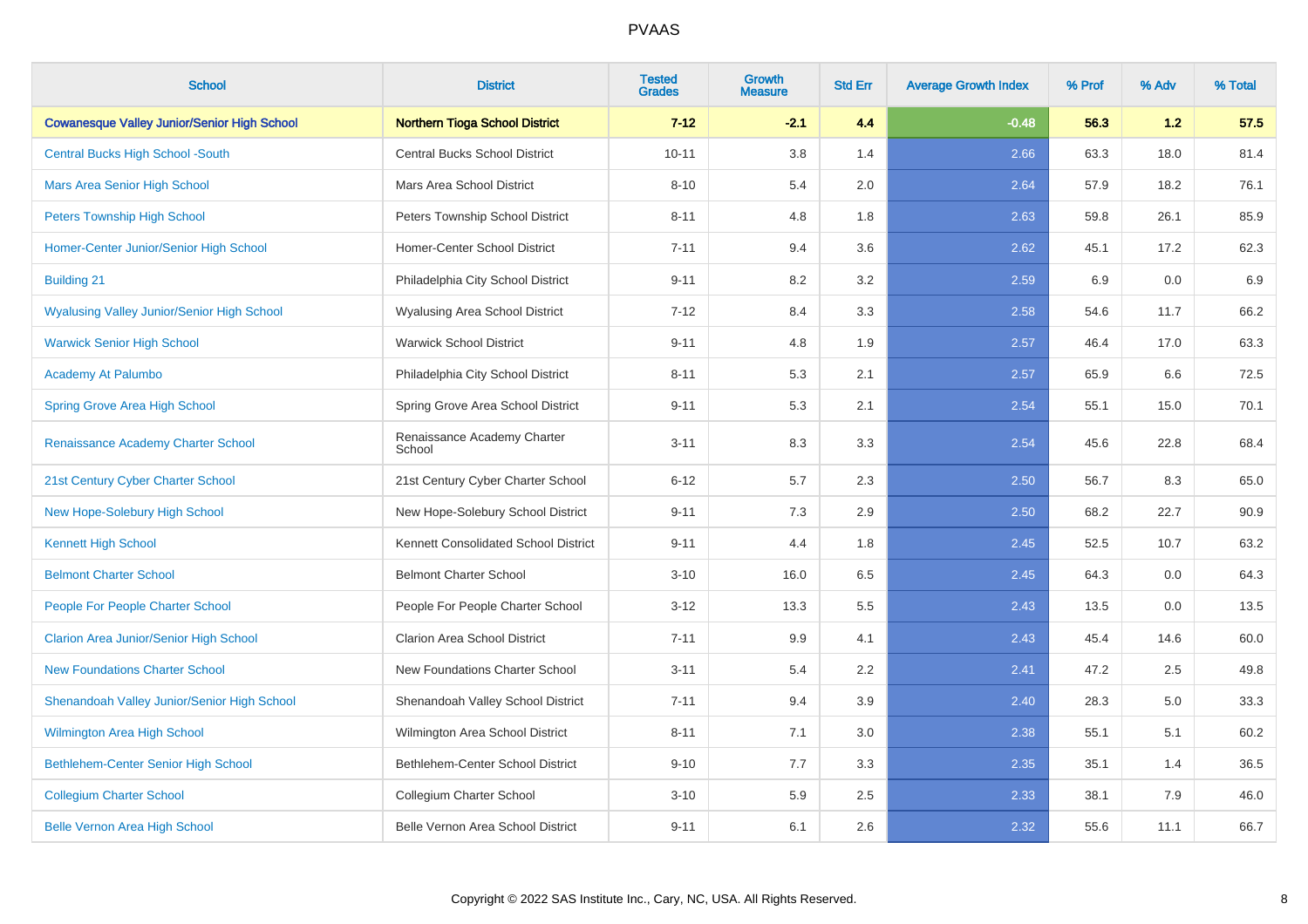PVAAS

| School | District | Tested Grades | Growth Measure | Std Err | Average Growth Index | % Prof | % Adv | % Total |
|---|---|---|---|---|---|---|---|---|
| **Cowanesque Valley Junior/Senior High School** | **Northern Tioga School District** | **7-12** | **-2.1** | **4.4** | **-0.48** | **56.3** | **1.2** | **57.5** |
| Central Bucks High School -South | Central Bucks School District | 10-11 | 3.8 | 1.4 | 2.66 | 63.3 | 18.0 | 81.4 |
| Mars Area Senior High School | Mars Area School District | 8-10 | 5.4 | 2.0 | 2.64 | 57.9 | 18.2 | 76.1 |
| Peters Township High School | Peters Township School District | 8-11 | 4.8 | 1.8 | 2.63 | 59.8 | 26.1 | 85.9 |
| Homer-Center Junior/Senior High School | Homer-Center School District | 7-11 | 9.4 | 3.6 | 2.62 | 45.1 | 17.2 | 62.3 |
| Building 21 | Philadelphia City School District | 9-11 | 8.2 | 3.2 | 2.59 | 6.9 | 0.0 | 6.9 |
| Wyalusing Valley Junior/Senior High School | Wyalusing Area School District | 7-12 | 8.4 | 3.3 | 2.58 | 54.6 | 11.7 | 66.2 |
| Warwick Senior High School | Warwick School District | 9-11 | 4.8 | 1.9 | 2.57 | 46.4 | 17.0 | 63.3 |
| Academy At Palumbo | Philadelphia City School District | 8-11 | 5.3 | 2.1 | 2.57 | 65.9 | 6.6 | 72.5 |
| Spring Grove Area High School | Spring Grove Area School District | 9-11 | 5.3 | 2.1 | 2.54 | 55.1 | 15.0 | 70.1 |
| Renaissance Academy Charter School | Renaissance Academy Charter School | 3-11 | 8.3 | 3.3 | 2.54 | 45.6 | 22.8 | 68.4 |
| 21st Century Cyber Charter School | 21st Century Cyber Charter School | 6-12 | 5.7 | 2.3 | 2.50 | 56.7 | 8.3 | 65.0 |
| New Hope-Solebury High School | New Hope-Solebury School District | 9-11 | 7.3 | 2.9 | 2.50 | 68.2 | 22.7 | 90.9 |
| Kennett High School | Kennett Consolidated School District | 9-11 | 4.4 | 1.8 | 2.45 | 52.5 | 10.7 | 63.2 |
| Belmont Charter School | Belmont Charter School | 3-10 | 16.0 | 6.5 | 2.45 | 64.3 | 0.0 | 64.3 |
| People For People Charter School | People For People Charter School | 3-12 | 13.3 | 5.5 | 2.43 | 13.5 | 0.0 | 13.5 |
| Clarion Area Junior/Senior High School | Clarion Area School District | 7-11 | 9.9 | 4.1 | 2.43 | 45.4 | 14.6 | 60.0 |
| New Foundations Charter School | New Foundations Charter School | 3-11 | 5.4 | 2.2 | 2.41 | 47.2 | 2.5 | 49.8 |
| Shenandoah Valley Junior/Senior High School | Shenandoah Valley School District | 7-11 | 9.4 | 3.9 | 2.40 | 28.3 | 5.0 | 33.3 |
| Wilmington Area High School | Wilmington Area School District | 8-11 | 7.1 | 3.0 | 2.38 | 55.1 | 5.1 | 60.2 |
| Bethlehem-Center Senior High School | Bethlehem-Center School District | 9-10 | 7.7 | 3.3 | 2.35 | 35.1 | 1.4 | 36.5 |
| Collegium Charter School | Collegium Charter School | 3-10 | 5.9 | 2.5 | 2.33 | 38.1 | 7.9 | 46.0 |
| Belle Vernon Area High School | Belle Vernon Area School District | 9-11 | 6.1 | 2.6 | 2.32 | 55.6 | 11.1 | 66.7 |

Copyright © 2022 SAS Institute Inc., Cary, NC, USA. All Rights Reserved.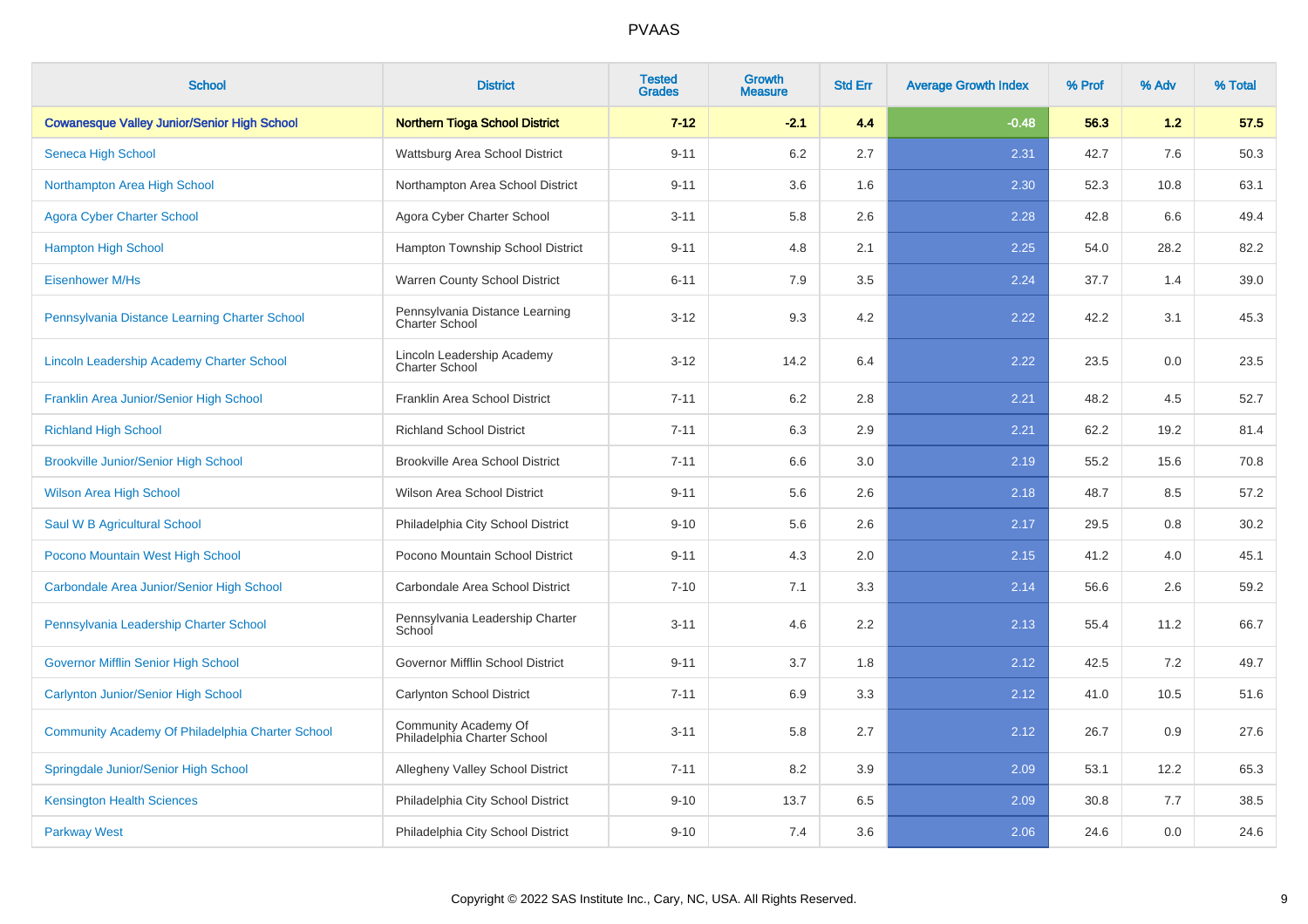# PVAAS

| School | District | Tested Grades | Growth Measure | Std Err | Average Growth Index | % Prof | % Adv | % Total |
|---|---|---|---|---|---|---|---|---|
| **Cowanesque Valley Junior/Senior High School** | **Northern Tioga School District** | **7-12** | **-2.1** | **4.4** | **-0.48** | **56.3** | **1.2** | **57.5** |
| Seneca High School | Wattsburg Area School District | 9-11 | 6.2 | 2.7 | 2.31 | 42.7 | 7.6 | 50.3 |
| Northampton Area High School | Northampton Area School District | 9-11 | 3.6 | 1.6 | 2.30 | 52.3 | 10.8 | 63.1 |
| Agora Cyber Charter School | Agora Cyber Charter School | 3-11 | 5.8 | 2.6 | 2.28 | 42.8 | 6.6 | 49.4 |
| Hampton High School | Hampton Township School District | 9-11 | 4.8 | 2.1 | 2.25 | 54.0 | 28.2 | 82.2 |
| Eisenhower M/Hs | Warren County School District | 6-11 | 7.9 | 3.5 | 2.24 | 37.7 | 1.4 | 39.0 |
| Pennsylvania Distance Learning Charter School | Pennsylvania Distance Learning Charter School | 3-12 | 9.3 | 4.2 | 2.22 | 42.2 | 3.1 | 45.3 |
| Lincoln Leadership Academy Charter School | Lincoln Leadership Academy Charter School | 3-12 | 14.2 | 6.4 | 2.22 | 23.5 | 0.0 | 23.5 |
| Franklin Area Junior/Senior High School | Franklin Area School District | 7-11 | 6.2 | 2.8 | 2.21 | 48.2 | 4.5 | 52.7 |
| Richland High School | Richland School District | 7-11 | 6.3 | 2.9 | 2.21 | 62.2 | 19.2 | 81.4 |
| Brookville Junior/Senior High School | Brookville Area School District | 7-11 | 6.6 | 3.0 | 2.19 | 55.2 | 15.6 | 70.8 |
| Wilson Area High School | Wilson Area School District | 9-11 | 5.6 | 2.6 | 2.18 | 48.7 | 8.5 | 57.2 |
| Saul W B Agricultural School | Philadelphia City School District | 9-10 | 5.6 | 2.6 | 2.17 | 29.5 | 0.8 | 30.2 |
| Pocono Mountain West High School | Pocono Mountain School District | 9-11 | 4.3 | 2.0 | 2.15 | 41.2 | 4.0 | 45.1 |
| Carbondale Area Junior/Senior High School | Carbondale Area School District | 7-10 | 7.1 | 3.3 | 2.14 | 56.6 | 2.6 | 59.2 |
| Pennsylvania Leadership Charter School | Pennsylvania Leadership Charter School | 3-11 | 4.6 | 2.2 | 2.13 | 55.4 | 11.2 | 66.7 |
| Governor Mifflin Senior High School | Governor Mifflin School District | 9-11 | 3.7 | 1.8 | 2.12 | 42.5 | 7.2 | 49.7 |
| Carlynton Junior/Senior High School | Carlynton School District | 7-11 | 6.9 | 3.3 | 2.12 | 41.0 | 10.5 | 51.6 |
| Community Academy Of Philadelphia Charter School | Community Academy Of Philadelphia Charter School | 3-11 | 5.8 | 2.7 | 2.12 | 26.7 | 0.9 | 27.6 |
| Springdale Junior/Senior High School | Allegheny Valley School District | 7-11 | 8.2 | 3.9 | 2.09 | 53.1 | 12.2 | 65.3 |
| Kensington Health Sciences | Philadelphia City School District | 9-10 | 13.7 | 6.5 | 2.09 | 30.8 | 7.7 | 38.5 |
| Parkway West | Philadelphia City School District | 9-10 | 7.4 | 3.6 | 2.06 | 24.6 | 0.0 | 24.6 |

Copyright © 2022 SAS Institute Inc., Cary, NC, USA. All Rights Reserved.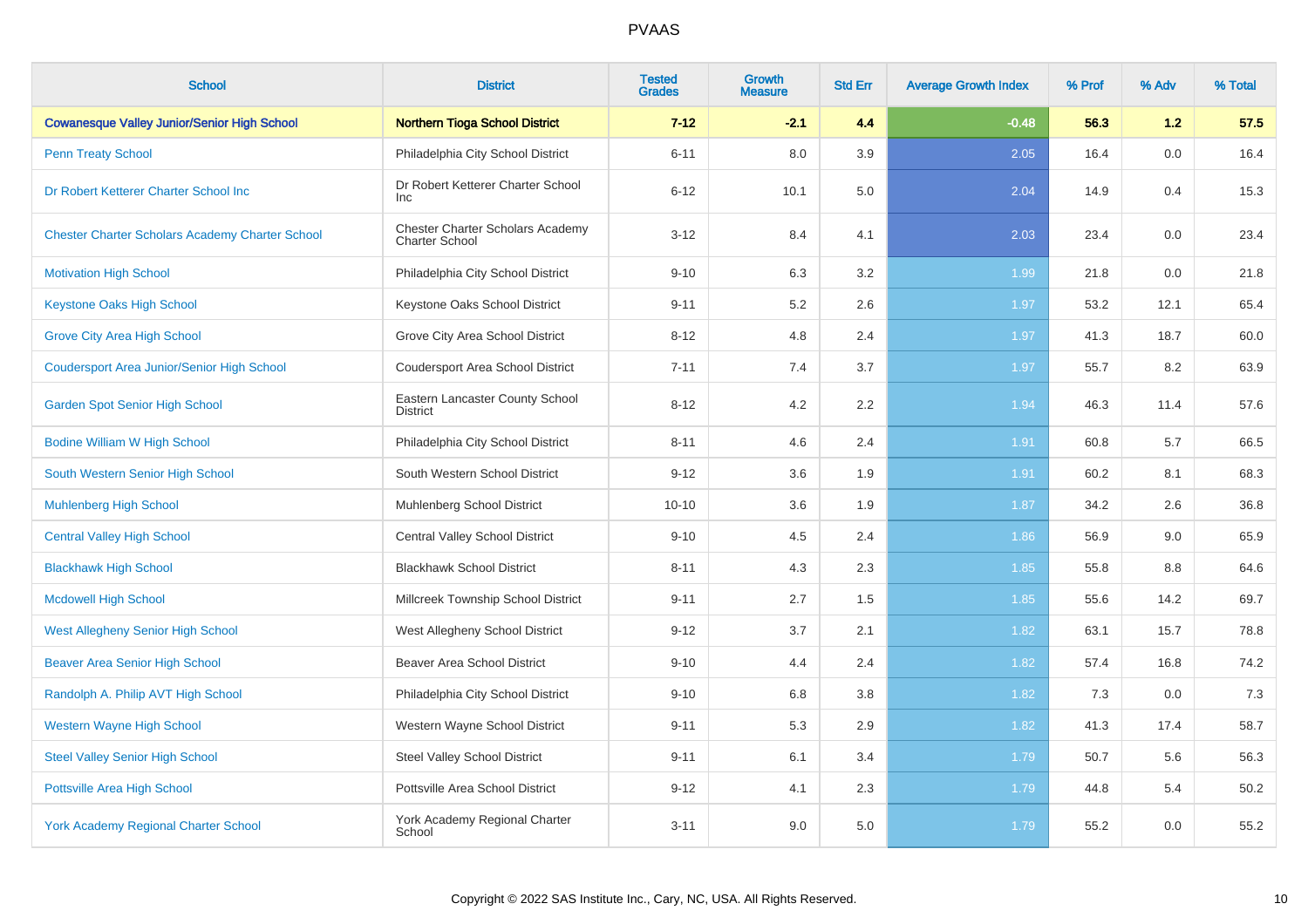| School | District | Tested Grades | Growth Measure | Std Err | Average Growth Index | % Prof | % Adv | % Total |
|---|---|---|---|---|---|---|---|---|
| **Cowanesque Valley Junior/Senior High School** | **Northern Tioga School District** | **7-12** | **-2.1** | **4.4** | **-0.48** | **56.3** | **1.2** | **57.5** |
| Penn Treaty School | Philadelphia City School District | 6-11 | 8.0 | 3.9 | 2.05 | 16.4 | 0.0 | 16.4 |
| Dr Robert Ketterer Charter School Inc | Dr Robert Ketterer Charter School Inc | 6-12 | 10.1 | 5.0 | 2.04 | 14.9 | 0.4 | 15.3 |
| Chester Charter Scholars Academy Charter School | Chester Charter Scholars Academy Charter School | 3-12 | 8.4 | 4.1 | 2.03 | 23.4 | 0.0 | 23.4 |
| Motivation High School | Philadelphia City School District | 9-10 | 6.3 | 3.2 | 1.99 | 21.8 | 0.0 | 21.8 |
| Keystone Oaks High School | Keystone Oaks School District | 9-11 | 5.2 | 2.6 | 1.97 | 53.2 | 12.1 | 65.4 |
| Grove City Area High School | Grove City Area School District | 8-12 | 4.8 | 2.4 | 1.97 | 41.3 | 18.7 | 60.0 |
| Coudersport Area Junior/Senior High School | Coudersport Area School District | 7-11 | 7.4 | 3.7 | 1.97 | 55.7 | 8.2 | 63.9 |
| Garden Spot Senior High School | Eastern Lancaster County School District | 8-12 | 4.2 | 2.2 | 1.94 | 46.3 | 11.4 | 57.6 |
| Bodine William W High School | Philadelphia City School District | 8-11 | 4.6 | 2.4 | 1.91 | 60.8 | 5.7 | 66.5 |
| South Western Senior High School | South Western School District | 9-12 | 3.6 | 1.9 | 1.91 | 60.2 | 8.1 | 68.3 |
| Muhlenberg High School | Muhlenberg School District | 10-10 | 3.6 | 1.9 | 1.87 | 34.2 | 2.6 | 36.8 |
| Central Valley High School | Central Valley School District | 9-10 | 4.5 | 2.4 | 1.86 | 56.9 | 9.0 | 65.9 |
| Blackhawk High School | Blackhawk School District | 8-11 | 4.3 | 2.3 | 1.85 | 55.8 | 8.8 | 64.6 |
| Mcdowell High School | Millcreek Township School District | 9-11 | 2.7 | 1.5 | 1.85 | 55.6 | 14.2 | 69.7 |
| West Allegheny Senior High School | West Allegheny School District | 9-12 | 3.7 | 2.1 | 1.82 | 63.1 | 15.7 | 78.8 |
| Beaver Area Senior High School | Beaver Area School District | 9-10 | 4.4 | 2.4 | 1.82 | 57.4 | 16.8 | 74.2 |
| Randolph A. Philip AVT High School | Philadelphia City School District | 9-10 | 6.8 | 3.8 | 1.82 | 7.3 | 0.0 | 7.3 |
| Western Wayne High School | Western Wayne School District | 9-11 | 5.3 | 2.9 | 1.82 | 41.3 | 17.4 | 58.7 |
| Steel Valley Senior High School | Steel Valley School District | 9-11 | 6.1 | 3.4 | 1.79 | 50.7 | 5.6 | 56.3 |
| Pottsville Area High School | Pottsville Area School District | 9-12 | 4.1 | 2.3 | 1.79 | 44.8 | 5.4 | 50.2 |
| York Academy Regional Charter School | York Academy Regional Charter School | 3-11 | 9.0 | 5.0 | 1.79 | 55.2 | 0.0 | 55.2 |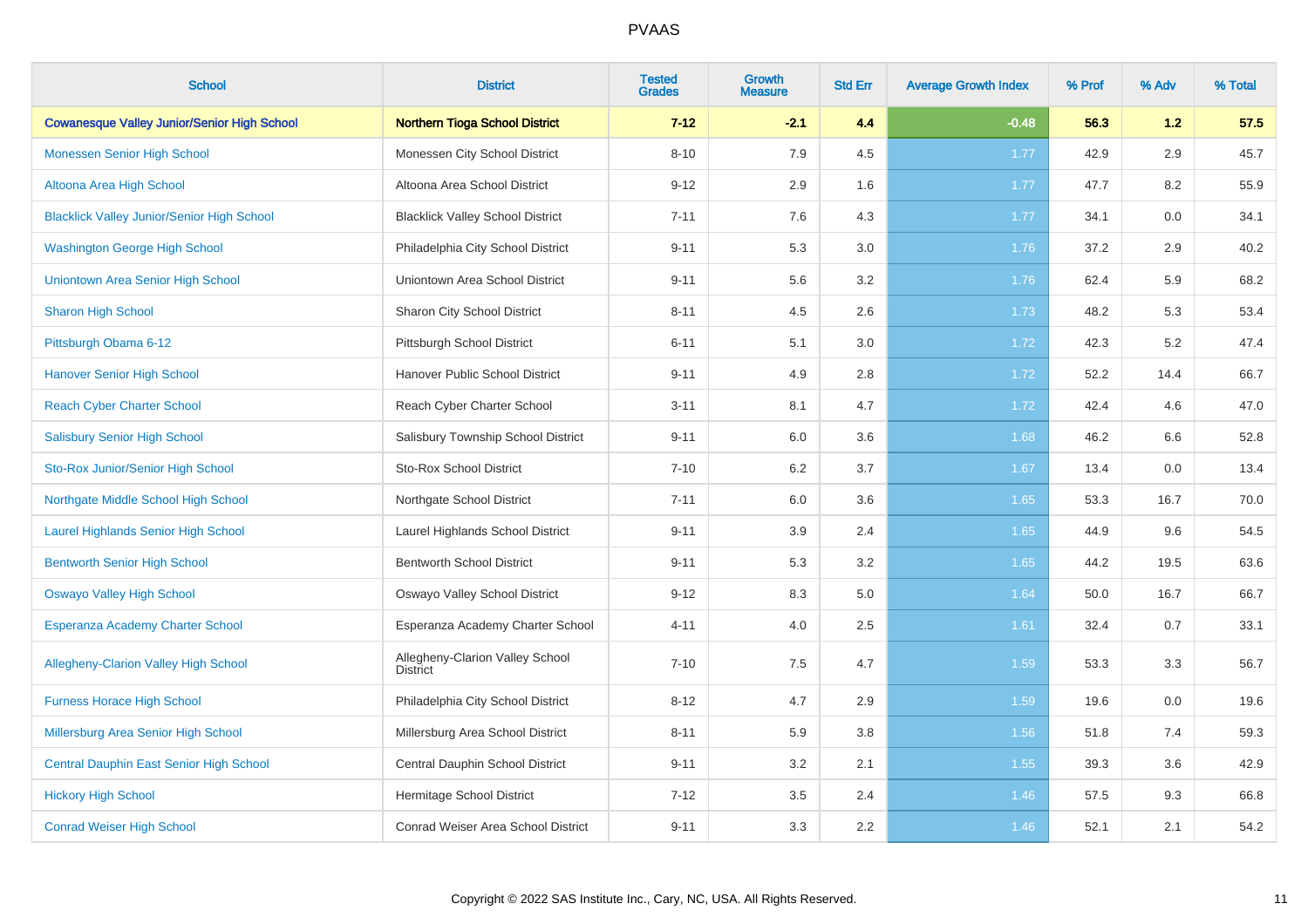PVAAS

| School | District | Tested Grades | Growth Measure | Std Err | Average Growth Index | % Prof | % Adv | % Total |
|---|---|---|---|---|---|---|---|---|
| **Cowanesque Valley Junior/Senior High School** | **Northern Tioga School District** | **7-12** | **-2.1** | **4.4** | **-0.48** | **56.3** | **1.2** | **57.5** |
| Monessen Senior High School | Monessen City School District | 8-10 | 7.9 | 4.5 | 1.77 | 42.9 | 2.9 | 45.7 |
| Altoona Area High School | Altoona Area School District | 9-12 | 2.9 | 1.6 | 1.77 | 47.7 | 8.2 | 55.9 |
| Blacklick Valley Junior/Senior High School | Blacklick Valley School District | 7-11 | 7.6 | 4.3 | 1.77 | 34.1 | 0.0 | 34.1 |
| Washington George High School | Philadelphia City School District | 9-11 | 5.3 | 3.0 | 1.76 | 37.2 | 2.9 | 40.2 |
| Uniontown Area Senior High School | Uniontown Area School District | 9-11 | 5.6 | 3.2 | 1.76 | 62.4 | 5.9 | 68.2 |
| Sharon High School | Sharon City School District | 8-11 | 4.5 | 2.6 | 1.73 | 48.2 | 5.3 | 53.4 |
| Pittsburgh Obama 6-12 | Pittsburgh School District | 6-11 | 5.1 | 3.0 | 1.72 | 42.3 | 5.2 | 47.4 |
| Hanover Senior High School | Hanover Public School District | 9-11 | 4.9 | 2.8 | 1.72 | 52.2 | 14.4 | 66.7 |
| Reach Cyber Charter School | Reach Cyber Charter School | 3-11 | 8.1 | 4.7 | 1.72 | 42.4 | 4.6 | 47.0 |
| Salisbury Senior High School | Salisbury Township School District | 9-11 | 6.0 | 3.6 | 1.68 | 46.2 | 6.6 | 52.8 |
| Sto-Rox Junior/Senior High School | Sto-Rox School District | 7-10 | 6.2 | 3.7 | 1.67 | 13.4 | 0.0 | 13.4 |
| Northgate Middle School High School | Northgate School District | 7-11 | 6.0 | 3.6 | 1.65 | 53.3 | 16.7 | 70.0 |
| Laurel Highlands Senior High School | Laurel Highlands School District | 9-11 | 3.9 | 2.4 | 1.65 | 44.9 | 9.6 | 54.5 |
| Bentworth Senior High School | Bentworth School District | 9-11 | 5.3 | 3.2 | 1.65 | 44.2 | 19.5 | 63.6 |
| Oswayo Valley High School | Oswayo Valley School District | 9-12 | 8.3 | 5.0 | 1.64 | 50.0 | 16.7 | 66.7 |
| Esperanza Academy Charter School | Esperanza Academy Charter School | 4-11 | 4.0 | 2.5 | 1.61 | 32.4 | 0.7 | 33.1 |
| Allegheny-Clarion Valley High School | Allegheny-Clarion Valley School District | 7-10 | 7.5 | 4.7 | 1.59 | 53.3 | 3.3 | 56.7 |
| Furness Horace High School | Philadelphia City School District | 8-12 | 4.7 | 2.9 | 1.59 | 19.6 | 0.0 | 19.6 |
| Millersburg Area Senior High School | Millersburg Area School District | 8-11 | 5.9 | 3.8 | 1.56 | 51.8 | 7.4 | 59.3 |
| Central Dauphin East Senior High School | Central Dauphin School District | 9-11 | 3.2 | 2.1 | 1.55 | 39.3 | 3.6 | 42.9 |
| Hickory High School | Hermitage School District | 7-12 | 3.5 | 2.4 | 1.46 | 57.5 | 9.3 | 66.8 |
| Conrad Weiser High School | Conrad Weiser Area School District | 9-11 | 3.3 | 2.2 | 1.46 | 52.1 | 2.1 | 54.2 |

Copyright © 2022 SAS Institute Inc., Cary, NC, USA. All Rights Reserved.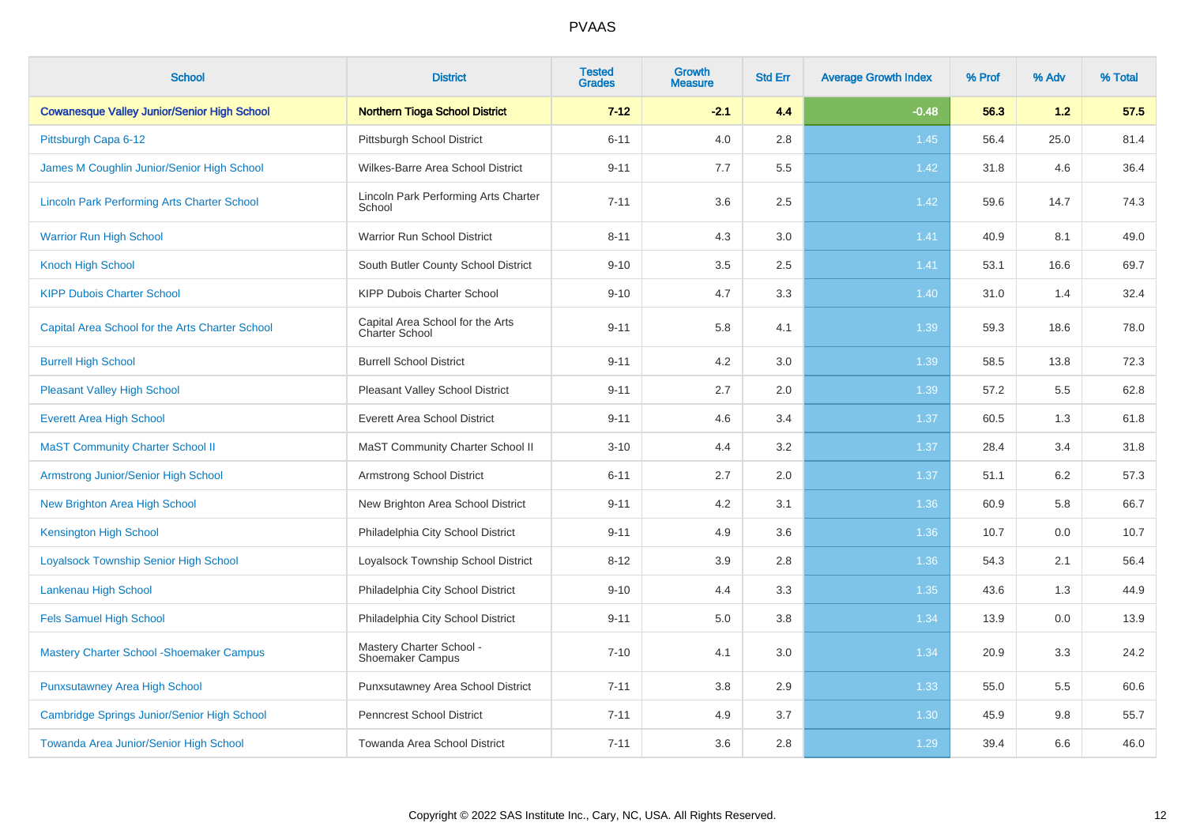# PVAAS

| School | District | Tested Grades | Growth Measure | Std Err | Average Growth Index | % Prof | % Adv | % Total |
|---|---|---|---|---|---|---|---|---|
| **Cowanesque Valley Junior/Senior High School** | **Northern Tioga School District** | **7-12** | **-2.1** | **4.4** | **-0.48** | **56.3** | **1.2** | **57.5** |
| Pittsburgh Capa 6-12 | Pittsburgh School District | 6-11 | 4.0 | 2.8 | 1.45 | 56.4 | 25.0 | 81.4 |
| James M Coughlin Junior/Senior High School | Wilkes-Barre Area School District | 9-11 | 7.7 | 5.5 | 1.42 | 31.8 | 4.6 | 36.4 |
| Lincoln Park Performing Arts Charter School | Lincoln Park Performing Arts Charter School | 7-11 | 3.6 | 2.5 | 1.42 | 59.6 | 14.7 | 74.3 |
| Warrior Run High School | Warrior Run School District | 8-11 | 4.3 | 3.0 | 1.41 | 40.9 | 8.1 | 49.0 |
| Knoch High School | South Butler County School District | 9-10 | 3.5 | 2.5 | 1.41 | 53.1 | 16.6 | 69.7 |
| KIPP Dubois Charter School | KIPP Dubois Charter School | 9-10 | 4.7 | 3.3 | 1.40 | 31.0 | 1.4 | 32.4 |
| Capital Area School for the Arts Charter School | Capital Area School for the Arts Charter School | 9-11 | 5.8 | 4.1 | 1.39 | 59.3 | 18.6 | 78.0 |
| Burrell High School | Burrell School District | 9-11 | 4.2 | 3.0 | 1.39 | 58.5 | 13.8 | 72.3 |
| Pleasant Valley High School | Pleasant Valley School District | 9-11 | 2.7 | 2.0 | 1.39 | 57.2 | 5.5 | 62.8 |
| Everett Area High School | Everett Area School District | 9-11 | 4.6 | 3.4 | 1.37 | 60.5 | 1.3 | 61.8 |
| MaST Community Charter School II | MaST Community Charter School II | 3-10 | 4.4 | 3.2 | 1.37 | 28.4 | 3.4 | 31.8 |
| Armstrong Junior/Senior High School | Armstrong School District | 6-11 | 2.7 | 2.0 | 1.37 | 51.1 | 6.2 | 57.3 |
| New Brighton Area High School | New Brighton Area School District | 9-11 | 4.2 | 3.1 | 1.36 | 60.9 | 5.8 | 66.7 |
| Kensington High School | Philadelphia City School District | 9-11 | 4.9 | 3.6 | 1.36 | 10.7 | 0.0 | 10.7 |
| Loyalsock Township Senior High School | Loyalsock Township School District | 8-12 | 3.9 | 2.8 | 1.36 | 54.3 | 2.1 | 56.4 |
| Lankenau High School | Philadelphia City School District | 9-10 | 4.4 | 3.3 | 1.35 | 43.6 | 1.3 | 44.9 |
| Fels Samuel High School | Philadelphia City School District | 9-11 | 5.0 | 3.8 | 1.34 | 13.9 | 0.0 | 13.9 |
| Mastery Charter School -Shoemaker Campus | Mastery Charter School - Shoemaker Campus | 7-10 | 4.1 | 3.0 | 1.34 | 20.9 | 3.3 | 24.2 |
| Punxsutawney Area High School | Punxsutawney Area School District | 7-11 | 3.8 | 2.9 | 1.33 | 55.0 | 5.5 | 60.6 |
| Cambridge Springs Junior/Senior High School | Penncrest School District | 7-11 | 4.9 | 3.7 | 1.30 | 45.9 | 9.8 | 55.7 |
| Towanda Area Junior/Senior High School | Towanda Area School District | 7-11 | 3.6 | 2.8 | 1.29 | 39.4 | 6.6 | 46.0 |

Copyright © 2022 SAS Institute Inc., Cary, NC, USA. All Rights Reserved.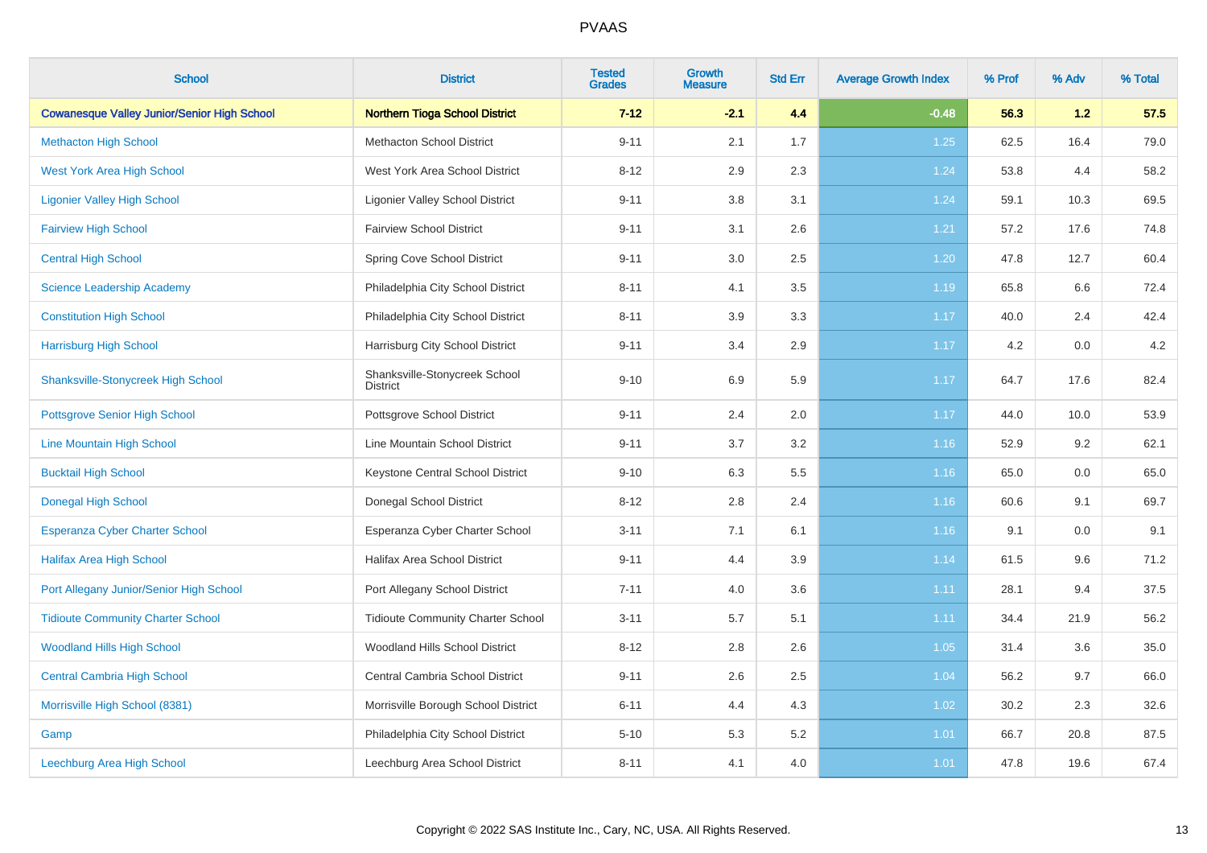# PVAAS

| School | District | Tested Grades | Growth Measure | Std Err | Average Growth Index | % Prof | % Adv | % Total |
|---|---|---|---|---|---|---|---|---|
| **Cowanesque Valley Junior/Senior High School** | **Northern Tioga School District** | **7-12** | **-2.1** | **4.4** | **-0.48** | **56.3** | **1.2** | **57.5** |
| Methacton High School | Methacton School District | 9-11 | 2.1 | 1.7 | 1.25 | 62.5 | 16.4 | 79.0 |
| West York Area High School | West York Area School District | 8-12 | 2.9 | 2.3 | 1.24 | 53.8 | 4.4 | 58.2 |
| Ligonier Valley High School | Ligonier Valley School District | 9-11 | 3.8 | 3.1 | 1.24 | 59.1 | 10.3 | 69.5 |
| Fairview High School | Fairview School District | 9-11 | 3.1 | 2.6 | 1.21 | 57.2 | 17.6 | 74.8 |
| Central High School | Spring Cove School District | 9-11 | 3.0 | 2.5 | 1.20 | 47.8 | 12.7 | 60.4 |
| Science Leadership Academy | Philadelphia City School District | 8-11 | 4.1 | 3.5 | 1.19 | 65.8 | 6.6 | 72.4 |
| Constitution High School | Philadelphia City School District | 8-11 | 3.9 | 3.3 | 1.17 | 40.0 | 2.4 | 42.4 |
| Harrisburg High School | Harrisburg City School District | 9-11 | 3.4 | 2.9 | 1.17 | 4.2 | 0.0 | 4.2 |
| Shanksville-Stonycreek High School | Shanksville-Stonycreek School District | 9-10 | 6.9 | 5.9 | 1.17 | 64.7 | 17.6 | 82.4 |
| Pottsgrove Senior High School | Pottsgrove School District | 9-11 | 2.4 | 2.0 | 1.17 | 44.0 | 10.0 | 53.9 |
| Line Mountain High School | Line Mountain School District | 9-11 | 3.7 | 3.2 | 1.16 | 52.9 | 9.2 | 62.1 |
| Bucktail High School | Keystone Central School District | 9-10 | 6.3 | 5.5 | 1.16 | 65.0 | 0.0 | 65.0 |
| Donegal High School | Donegal School District | 8-12 | 2.8 | 2.4 | 1.16 | 60.6 | 9.1 | 69.7 |
| Esperanza Cyber Charter School | Esperanza Cyber Charter School | 3-11 | 7.1 | 6.1 | 1.16 | 9.1 | 0.0 | 9.1 |
| Halifax Area High School | Halifax Area School District | 9-11 | 4.4 | 3.9 | 1.14 | 61.5 | 9.6 | 71.2 |
| Port Allegany Junior/Senior High School | Port Allegany School District | 7-11 | 4.0 | 3.6 | 1.11 | 28.1 | 9.4 | 37.5 |
| Tidioute Community Charter School | Tidioute Community Charter School | 3-11 | 5.7 | 5.1 | 1.11 | 34.4 | 21.9 | 56.2 |
| Woodland Hills High School | Woodland Hills School District | 8-12 | 2.8 | 2.6 | 1.05 | 31.4 | 3.6 | 35.0 |
| Central Cambria High School | Central Cambria School District | 9-11 | 2.6 | 2.5 | 1.04 | 56.2 | 9.7 | 66.0 |
| Morrisville High School (8381) | Morrisville Borough School District | 6-11 | 4.4 | 4.3 | 1.02 | 30.2 | 2.3 | 32.6 |
| Gamp | Philadelphia City School District | 5-10 | 5.3 | 5.2 | 1.01 | 66.7 | 20.8 | 87.5 |
| Leechburg Area High School | Leechburg Area School District | 8-11 | 4.1 | 4.0 | 1.01 | 47.8 | 19.6 | 67.4 |

Copyright © 2022 SAS Institute Inc., Cary, NC, USA. All Rights Reserved.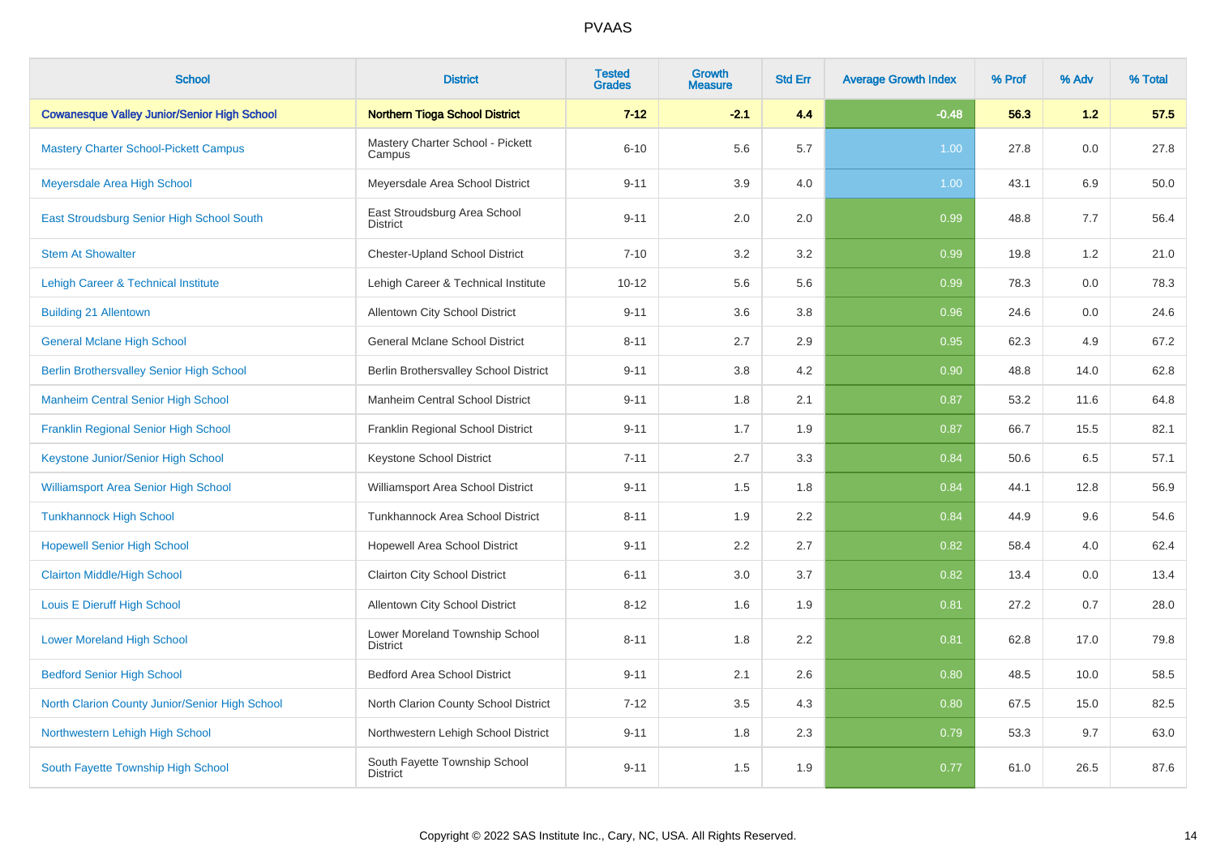| School | District | Tested Grades | Growth Measure | Std Err | Average Growth Index | % Prof | % Adv | % Total |
|---|---|---|---|---|---|---|---|---|
| **Cowanesque Valley Junior/Senior High School** | **Northern Tioga School District** | **7-12** | **-2.1** | **4.4** | **-0.48** | **56.3** | **1.2** | **57.5** |
| Mastery Charter School-Pickett Campus | Mastery Charter School - Pickett Campus | 6-10 | 5.6 | 5.7 | 1.00 | 27.8 | 0.0 | 27.8 |
| Meyersdale Area High School | Meyersdale Area School District | 9-11 | 3.9 | 4.0 | 1.00 | 43.1 | 6.9 | 50.0 |
| East Stroudsburg Senior High School South | East Stroudsburg Area School District | 9-11 | 2.0 | 2.0 | 0.99 | 48.8 | 7.7 | 56.4 |
| Stem At Showalter | Chester-Upland School District | 7-10 | 3.2 | 3.2 | 0.99 | 19.8 | 1.2 | 21.0 |
| Lehigh Career & Technical Institute | Lehigh Career & Technical Institute | 10-12 | 5.6 | 5.6 | 0.99 | 78.3 | 0.0 | 78.3 |
| Building 21 Allentown | Allentown City School District | 9-11 | 3.6 | 3.8 | 0.96 | 24.6 | 0.0 | 24.6 |
| General Mclane High School | General Mclane School District | 8-11 | 2.7 | 2.9 | 0.95 | 62.3 | 4.9 | 67.2 |
| Berlin Brothersvalley Senior High School | Berlin Brothersvalley School District | 9-11 | 3.8 | 4.2 | 0.90 | 48.8 | 14.0 | 62.8 |
| Manheim Central Senior High School | Manheim Central School District | 9-11 | 1.8 | 2.1 | 0.87 | 53.2 | 11.6 | 64.8 |
| Franklin Regional Senior High School | Franklin Regional School District | 9-11 | 1.7 | 1.9 | 0.87 | 66.7 | 15.5 | 82.1 |
| Keystone Junior/Senior High School | Keystone School District | 7-11 | 2.7 | 3.3 | 0.84 | 50.6 | 6.5 | 57.1 |
| Williamsport Area Senior High School | Williamsport Area School District | 9-11 | 1.5 | 1.8 | 0.84 | 44.1 | 12.8 | 56.9 |
| Tunkhannock High School | Tunkhannock Area School District | 8-11 | 1.9 | 2.2 | 0.84 | 44.9 | 9.6 | 54.6 |
| Hopewell Senior High School | Hopewell Area School District | 9-11 | 2.2 | 2.7 | 0.82 | 58.4 | 4.0 | 62.4 |
| Clairton Middle/High School | Clairton City School District | 6-11 | 3.0 | 3.7 | 0.82 | 13.4 | 0.0 | 13.4 |
| Louis E Dieruff High School | Allentown City School District | 8-12 | 1.6 | 1.9 | 0.81 | 27.2 | 0.7 | 28.0 |
| Lower Moreland High School | Lower Moreland Township School District | 8-11 | 1.8 | 2.2 | 0.81 | 62.8 | 17.0 | 79.8 |
| Bedford Senior High School | Bedford Area School District | 9-11 | 2.1 | 2.6 | 0.80 | 48.5 | 10.0 | 58.5 |
| North Clarion County Junior/Senior High School | North Clarion County School District | 7-12 | 3.5 | 4.3 | 0.80 | 67.5 | 15.0 | 82.5 |
| Northwestern Lehigh High School | Northwestern Lehigh School District | 9-11 | 1.8 | 2.3 | 0.79 | 53.3 | 9.7 | 63.0 |
| South Fayette Township High School | South Fayette Township School District | 9-11 | 1.5 | 1.9 | 0.77 | 61.0 | 26.5 | 87.6 |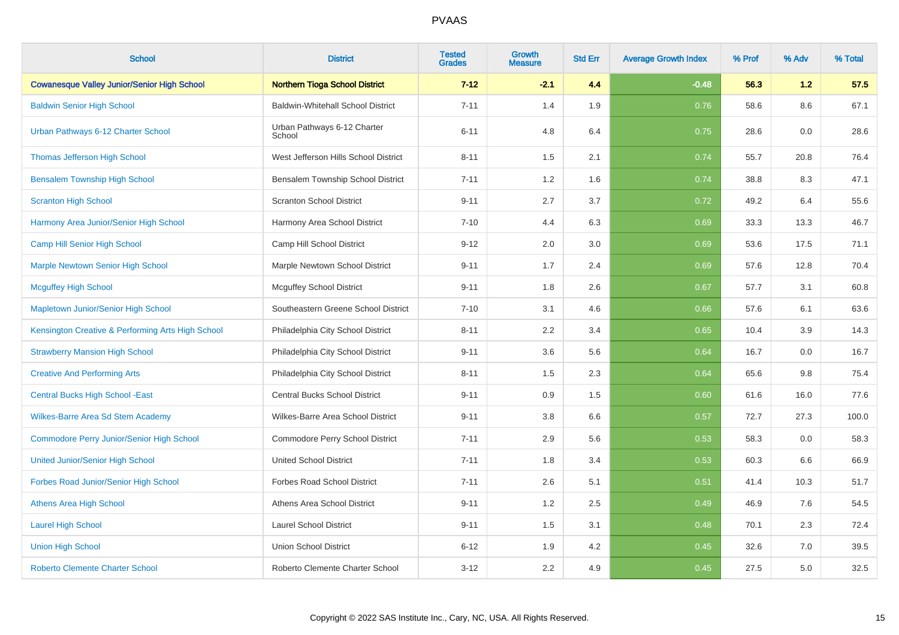# PVAAS

| School | District | Tested Grades | Growth Measure | Std Err | Average Growth Index | % Prof | % Adv | % Total |
|---|---|---|---|---|---|---|---|---|
| **Cowanesque Valley Junior/Senior High School** | **Northern Tioga School District** | **7-12** | **-2.1** | **4.4** | **-0.48** | **56.3** | **1.2** | **57.5** |
| Baldwin Senior High School | Baldwin-Whitehall School District | 7-11 | 1.4 | 1.9 | 0.76 | 58.6 | 8.6 | 67.1 |
| Urban Pathways 6-12 Charter School | Urban Pathways 6-12 Charter School | 6-11 | 4.8 | 6.4 | 0.75 | 28.6 | 0.0 | 28.6 |
| Thomas Jefferson High School | West Jefferson Hills School District | 8-11 | 1.5 | 2.1 | 0.74 | 55.7 | 20.8 | 76.4 |
| Bensalem Township High School | Bensalem Township School District | 7-11 | 1.2 | 1.6 | 0.74 | 38.8 | 8.3 | 47.1 |
| Scranton High School | Scranton School District | 9-11 | 2.7 | 3.7 | 0.72 | 49.2 | 6.4 | 55.6 |
| Harmony Area Junior/Senior High School | Harmony Area School District | 7-10 | 4.4 | 6.3 | 0.69 | 33.3 | 13.3 | 46.7 |
| Camp Hill Senior High School | Camp Hill School District | 9-12 | 2.0 | 3.0 | 0.69 | 53.6 | 17.5 | 71.1 |
| Marple Newtown Senior High School | Marple Newtown School District | 9-11 | 1.7 | 2.4 | 0.69 | 57.6 | 12.8 | 70.4 |
| Mcguffey High School | Mcguffey School District | 9-11 | 1.8 | 2.6 | 0.67 | 57.7 | 3.1 | 60.8 |
| Mapletown Junior/Senior High School | Southeastern Greene School District | 7-10 | 3.1 | 4.6 | 0.66 | 57.6 | 6.1 | 63.6 |
| Kensington Creative & Performing Arts High School | Philadelphia City School District | 8-11 | 2.2 | 3.4 | 0.65 | 10.4 | 3.9 | 14.3 |
| Strawberry Mansion High School | Philadelphia City School District | 9-11 | 3.6 | 5.6 | 0.64 | 16.7 | 0.0 | 16.7 |
| Creative And Performing Arts | Philadelphia City School District | 8-11 | 1.5 | 2.3 | 0.64 | 65.6 | 9.8 | 75.4 |
| Central Bucks High School -East | Central Bucks School District | 9-11 | 0.9 | 1.5 | 0.60 | 61.6 | 16.0 | 77.6 |
| Wilkes-Barre Area Sd Stem Academy | Wilkes-Barre Area School District | 9-11 | 3.8 | 6.6 | 0.57 | 72.7 | 27.3 | 100.0 |
| Commodore Perry Junior/Senior High School | Commodore Perry School District | 7-11 | 2.9 | 5.6 | 0.53 | 58.3 | 0.0 | 58.3 |
| United Junior/Senior High School | United School District | 7-11 | 1.8 | 3.4 | 0.53 | 60.3 | 6.6 | 66.9 |
| Forbes Road Junior/Senior High School | Forbes Road School District | 7-11 | 2.6 | 5.1 | 0.51 | 41.4 | 10.3 | 51.7 |
| Athens Area High School | Athens Area School District | 9-11 | 1.2 | 2.5 | 0.49 | 46.9 | 7.6 | 54.5 |
| Laurel High School | Laurel School District | 9-11 | 1.5 | 3.1 | 0.48 | 70.1 | 2.3 | 72.4 |
| Union High School | Union School District | 6-12 | 1.9 | 4.2 | 0.45 | 32.6 | 7.0 | 39.5 |
| Roberto Clemente Charter School | Roberto Clemente Charter School | 3-12 | 2.2 | 4.9 | 0.45 | 27.5 | 5.0 | 32.5 |

Copyright © 2022 SAS Institute Inc., Cary, NC, USA. All Rights Reserved.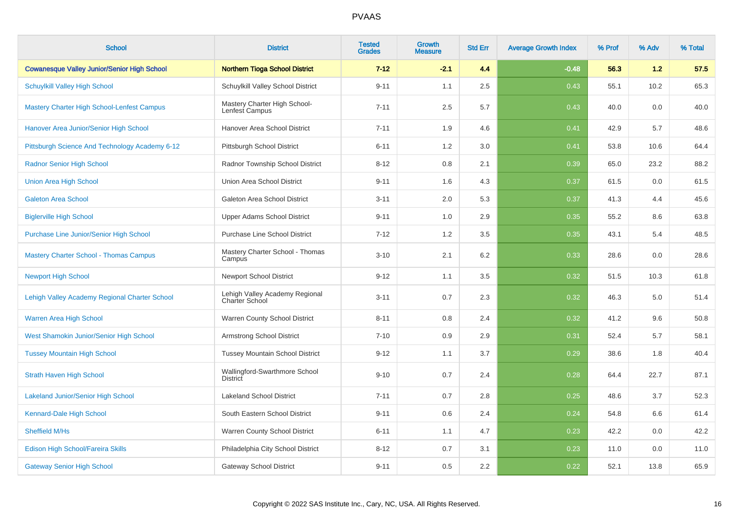| School | District | Tested Grades | Growth Measure | Std Err | Average Growth Index | % Prof | % Adv | % Total |
|---|---|---|---|---|---|---|---|---|
| **Cowanesque Valley Junior/Senior High School** | **Northern Tioga School District** | **7-12** | **-2.1** | **4.4** | **-0.48** | **56.3** | **1.2** | **57.5** |
| Schuylkill Valley High School | Schuylkill Valley School District | 9-11 | 1.1 | 2.5 | 0.43 | 55.1 | 10.2 | 65.3 |
| Mastery Charter High School-Lenfest Campus | Mastery Charter High School-Lenfest Campus | 7-11 | 2.5 | 5.7 | 0.43 | 40.0 | 0.0 | 40.0 |
| Hanover Area Junior/Senior High School | Hanover Area School District | 7-11 | 1.9 | 4.6 | 0.41 | 42.9 | 5.7 | 48.6 |
| Pittsburgh Science And Technology Academy 6-12 | Pittsburgh School District | 6-11 | 1.2 | 3.0 | 0.41 | 53.8 | 10.6 | 64.4 |
| Radnor Senior High School | Radnor Township School District | 8-12 | 0.8 | 2.1 | 0.39 | 65.0 | 23.2 | 88.2 |
| Union Area High School | Union Area School District | 9-11 | 1.6 | 4.3 | 0.37 | 61.5 | 0.0 | 61.5 |
| Galeton Area School | Galeton Area School District | 3-11 | 2.0 | 5.3 | 0.37 | 41.3 | 4.4 | 45.6 |
| Biglerville High School | Upper Adams School District | 9-11 | 1.0 | 2.9 | 0.35 | 55.2 | 8.6 | 63.8 |
| Purchase Line Junior/Senior High School | Purchase Line School District | 7-12 | 1.2 | 3.5 | 0.35 | 43.1 | 5.4 | 48.5 |
| Mastery Charter School - Thomas Campus | Mastery Charter School - Thomas Campus | 3-10 | 2.1 | 6.2 | 0.33 | 28.6 | 0.0 | 28.6 |
| Newport High School | Newport School District | 9-12 | 1.1 | 3.5 | 0.32 | 51.5 | 10.3 | 61.8 |
| Lehigh Valley Academy Regional Charter School | Lehigh Valley Academy Regional Charter School | 3-11 | 0.7 | 2.3 | 0.32 | 46.3 | 5.0 | 51.4 |
| Warren Area High School | Warren County School District | 8-11 | 0.8 | 2.4 | 0.32 | 41.2 | 9.6 | 50.8 |
| West Shamokin Junior/Senior High School | Armstrong School District | 7-10 | 0.9 | 2.9 | 0.31 | 52.4 | 5.7 | 58.1 |
| Tussey Mountain High School | Tussey Mountain School District | 9-12 | 1.1 | 3.7 | 0.29 | 38.6 | 1.8 | 40.4 |
| Strath Haven High School | Wallingford-Swarthmore School District | 9-10 | 0.7 | 2.4 | 0.28 | 64.4 | 22.7 | 87.1 |
| Lakeland Junior/Senior High School | Lakeland School District | 7-11 | 0.7 | 2.8 | 0.25 | 48.6 | 3.7 | 52.3 |
| Kennard-Dale High School | South Eastern School District | 9-11 | 0.6 | 2.4 | 0.24 | 54.8 | 6.6 | 61.4 |
| Sheffield M/Hs | Warren County School District | 6-11 | 1.1 | 4.7 | 0.23 | 42.2 | 0.0 | 42.2 |
| Edison High School/Fareira Skills | Philadelphia City School District | 8-12 | 0.7 | 3.1 | 0.23 | 11.0 | 0.0 | 11.0 |
| Gateway Senior High School | Gateway School District | 9-11 | 0.5 | 2.2 | 0.22 | 52.1 | 13.8 | 65.9 |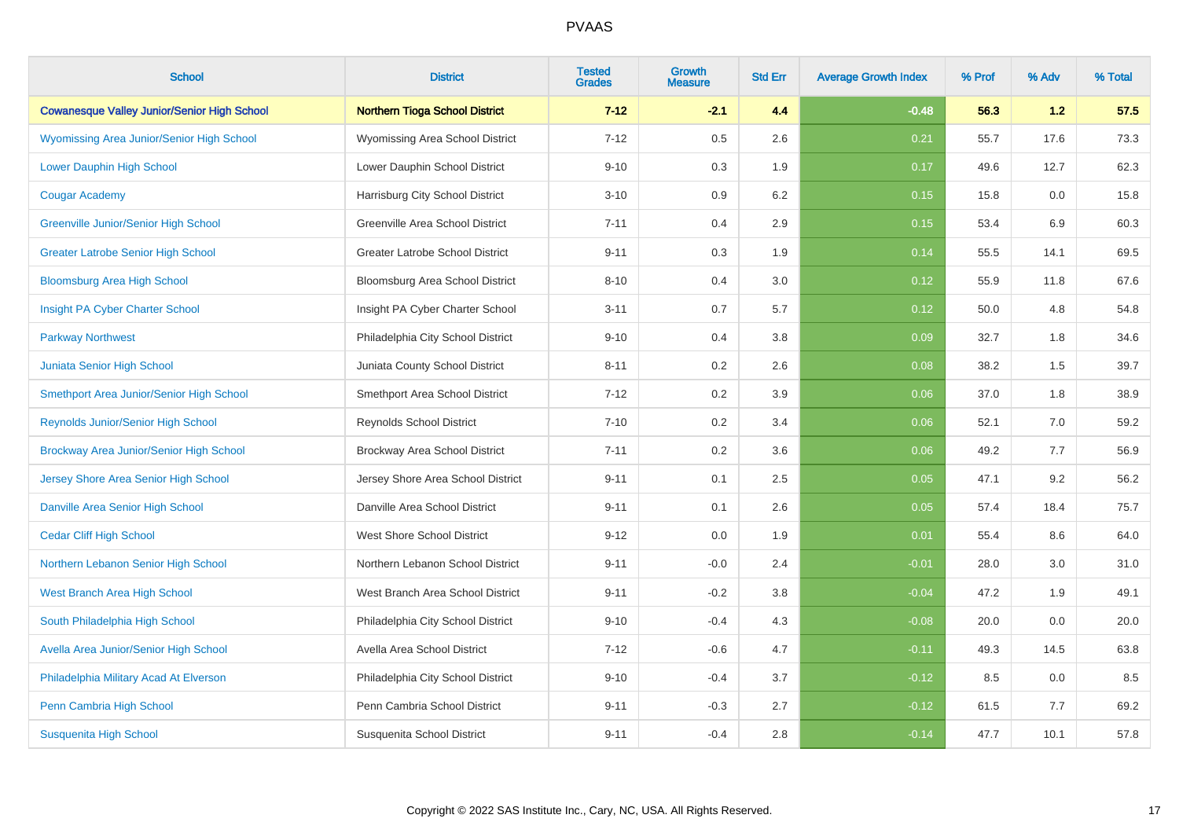# PVAAS

| School | District | Tested Grades | Growth Measure | Std Err | Average Growth Index | % Prof | % Adv | % Total |
|---|---|---|---|---|---|---|---|---|
| **Cowanesque Valley Junior/Senior High School** | **Northern Tioga School District** | **7-12** | **-2.1** | **4.4** | **-0.48** | **56.3** | **1.2** | **57.5** |
| Wyomissing Area Junior/Senior High School | Wyomissing Area School District | 7-12 | 0.5 | 2.6 | 0.21 | 55.7 | 17.6 | 73.3 |
| Lower Dauphin High School | Lower Dauphin School District | 9-10 | 0.3 | 1.9 | 0.17 | 49.6 | 12.7 | 62.3 |
| Cougar Academy | Harrisburg City School District | 3-10 | 0.9 | 6.2 | 0.15 | 15.8 | 0.0 | 15.8 |
| Greenville Junior/Senior High School | Greenville Area School District | 7-11 | 0.4 | 2.9 | 0.15 | 53.4 | 6.9 | 60.3 |
| Greater Latrobe Senior High School | Greater Latrobe School District | 9-11 | 0.3 | 1.9 | 0.14 | 55.5 | 14.1 | 69.5 |
| Bloomsburg Area High School | Bloomsburg Area School District | 8-10 | 0.4 | 3.0 | 0.12 | 55.9 | 11.8 | 67.6 |
| Insight PA Cyber Charter School | Insight PA Cyber Charter School | 3-11 | 0.7 | 5.7 | 0.12 | 50.0 | 4.8 | 54.8 |
| Parkway Northwest | Philadelphia City School District | 9-10 | 0.4 | 3.8 | 0.09 | 32.7 | 1.8 | 34.6 |
| Juniata Senior High School | Juniata County School District | 8-11 | 0.2 | 2.6 | 0.08 | 38.2 | 1.5 | 39.7 |
| Smethport Area Junior/Senior High School | Smethport Area School District | 7-12 | 0.2 | 3.9 | 0.06 | 37.0 | 1.8 | 38.9 |
| Reynolds Junior/Senior High School | Reynolds School District | 7-10 | 0.2 | 3.4 | 0.06 | 52.1 | 7.0 | 59.2 |
| Brockway Area Junior/Senior High School | Brockway Area School District | 7-11 | 0.2 | 3.6 | 0.06 | 49.2 | 7.7 | 56.9 |
| Jersey Shore Area Senior High School | Jersey Shore Area School District | 9-11 | 0.1 | 2.5 | 0.05 | 47.1 | 9.2 | 56.2 |
| Danville Area Senior High School | Danville Area School District | 9-11 | 0.1 | 2.6 | 0.05 | 57.4 | 18.4 | 75.7 |
| Cedar Cliff High School | West Shore School District | 9-12 | 0.0 | 1.9 | 0.01 | 55.4 | 8.6 | 64.0 |
| Northern Lebanon Senior High School | Northern Lebanon School District | 9-11 | -0.0 | 2.4 | -0.01 | 28.0 | 3.0 | 31.0 |
| West Branch Area High School | West Branch Area School District | 9-11 | -0.2 | 3.8 | -0.04 | 47.2 | 1.9 | 49.1 |
| South Philadelphia High School | Philadelphia City School District | 9-10 | -0.4 | 4.3 | -0.08 | 20.0 | 0.0 | 20.0 |
| Avella Area Junior/Senior High School | Avella Area School District | 7-12 | -0.6 | 4.7 | -0.11 | 49.3 | 14.5 | 63.8 |
| Philadelphia Military Acad At Elverson | Philadelphia City School District | 9-10 | -0.4 | 3.7 | -0.12 | 8.5 | 0.0 | 8.5 |
| Penn Cambria High School | Penn Cambria School District | 9-11 | -0.3 | 2.7 | -0.12 | 61.5 | 7.7 | 69.2 |
| Susquenita High School | Susquenita School District | 9-11 | -0.4 | 2.8 | -0.14 | 47.7 | 10.1 | 57.8 |

Copyright © 2022 SAS Institute Inc., Cary, NC, USA. All Rights Reserved.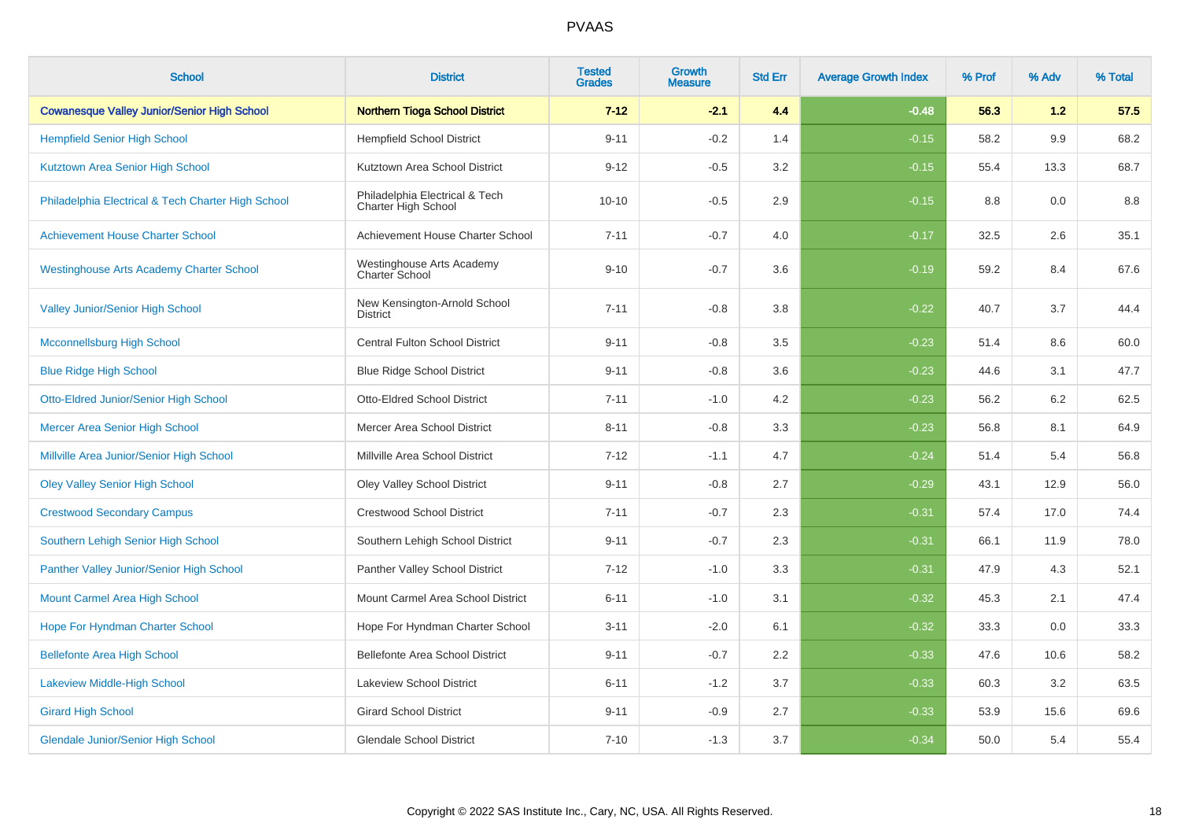# PVAAS

| School | District | Tested Grades | Growth Measure | Std Err | Average Growth Index | % Prof | % Adv | % Total |
|---|---|---|---|---|---|---|---|---|
| **Cowanesque Valley Junior/Senior High School** | **Northern Tioga School District** | **7-12** | **-2.1** | **4.4** | **-0.48** | **56.3** | **1.2** | **57.5** |
| Hempfield Senior High School | Hempfield School District | 9-11 | -0.2 | 1.4 | -0.15 | 58.2 | 9.9 | 68.2 |
| Kutztown Area Senior High School | Kutztown Area School District | 9-12 | -0.5 | 3.2 | -0.15 | 55.4 | 13.3 | 68.7 |
| Philadelphia Electrical & Tech Charter High School | Philadelphia Electrical & Tech Charter High School | 10-10 | -0.5 | 2.9 | -0.15 | 8.8 | 0.0 | 8.8 |
| Achievement House Charter School | Achievement House Charter School | 7-11 | -0.7 | 4.0 | -0.17 | 32.5 | 2.6 | 35.1 |
| Westinghouse Arts Academy Charter School | Westinghouse Arts Academy Charter School | 9-10 | -0.7 | 3.6 | -0.19 | 59.2 | 8.4 | 67.6 |
| Valley Junior/Senior High School | New Kensington-Arnold School District | 7-11 | -0.8 | 3.8 | -0.22 | 40.7 | 3.7 | 44.4 |
| Mcconnellsburg High School | Central Fulton School District | 9-11 | -0.8 | 3.5 | -0.23 | 51.4 | 8.6 | 60.0 |
| Blue Ridge High School | Blue Ridge School District | 9-11 | -0.8 | 3.6 | -0.23 | 44.6 | 3.1 | 47.7 |
| Otto-Eldred Junior/Senior High School | Otto-Eldred School District | 7-11 | -1.0 | 4.2 | -0.23 | 56.2 | 6.2 | 62.5 |
| Mercer Area Senior High School | Mercer Area School District | 8-11 | -0.8 | 3.3 | -0.23 | 56.8 | 8.1 | 64.9 |
| Millville Area Junior/Senior High School | Millville Area School District | 7-12 | -1.1 | 4.7 | -0.24 | 51.4 | 5.4 | 56.8 |
| Oley Valley Senior High School | Oley Valley School District | 9-11 | -0.8 | 2.7 | -0.29 | 43.1 | 12.9 | 56.0 |
| Crestwood Secondary Campus | Crestwood School District | 7-11 | -0.7 | 2.3 | -0.31 | 57.4 | 17.0 | 74.4 |
| Southern Lehigh Senior High School | Southern Lehigh School District | 9-11 | -0.7 | 2.3 | -0.31 | 66.1 | 11.9 | 78.0 |
| Panther Valley Junior/Senior High School | Panther Valley School District | 7-12 | -1.0 | 3.3 | -0.31 | 47.9 | 4.3 | 52.1 |
| Mount Carmel Area High School | Mount Carmel Area School District | 6-11 | -1.0 | 3.1 | -0.32 | 45.3 | 2.1 | 47.4 |
| Hope For Hyndman Charter School | Hope For Hyndman Charter School | 3-11 | -2.0 | 6.1 | -0.32 | 33.3 | 0.0 | 33.3 |
| Bellefonte Area High School | Bellefonte Area School District | 9-11 | -0.7 | 2.2 | -0.33 | 47.6 | 10.6 | 58.2 |
| Lakeview Middle-High School | Lakeview School District | 6-11 | -1.2 | 3.7 | -0.33 | 60.3 | 3.2 | 63.5 |
| Girard High School | Girard School District | 9-11 | -0.9 | 2.7 | -0.33 | 53.9 | 15.6 | 69.6 |
| Glendale Junior/Senior High School | Glendale School District | 7-10 | -1.3 | 3.7 | -0.34 | 50.0 | 5.4 | 55.4 |

Copyright © 2022 SAS Institute Inc., Cary, NC, USA. All Rights Reserved.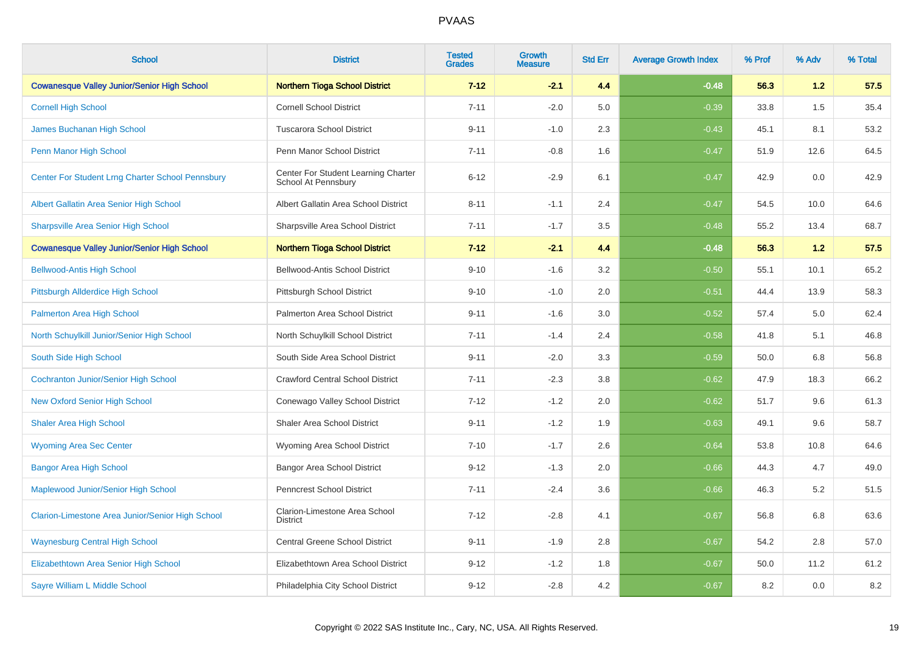# PVAAS

| School | District | Tested Grades | Growth Measure | Std Err | Average Growth Index | % Prof | % Adv | % Total |
|---|---|---|---|---|---|---|---|---|
| **Cowanesque Valley Junior/Senior High School** | **Northern Tioga School District** | **7-12** | **-2.1** | **4.4** | **-0.48** | **56.3** | **1.2** | **57.5** |
| Cornell High School | Cornell School District | 7-11 | -2.0 | 5.0 | -0.39 | 33.8 | 1.5 | 35.4 |
| James Buchanan High School | Tuscarora School District | 9-11 | -1.0 | 2.3 | -0.43 | 45.1 | 8.1 | 53.2 |
| Penn Manor High School | Penn Manor School District | 7-11 | -0.8 | 1.6 | -0.47 | 51.9 | 12.6 | 64.5 |
| Center For Student Lrng Charter School Pennsbury | Center For Student Learning Charter School At Pennsbury | 6-12 | -2.9 | 6.1 | -0.47 | 42.9 | 0.0 | 42.9 |
| Albert Gallatin Area Senior High School | Albert Gallatin Area School District | 8-11 | -1.1 | 2.4 | -0.47 | 54.5 | 10.0 | 64.6 |
| Sharpsville Area Senior High School | Sharpsville Area School District | 7-11 | -1.7 | 3.5 | -0.48 | 55.2 | 13.4 | 68.7 |
| **Cowanesque Valley Junior/Senior High School** | **Northern Tioga School District** | **7-12** | **-2.1** | **4.4** | **-0.48** | **56.3** | **1.2** | **57.5** |
| Bellwood-Antis High School | Bellwood-Antis School District | 9-10 | -1.6 | 3.2 | -0.50 | 55.1 | 10.1 | 65.2 |
| Pittsburgh Allderdice High School | Pittsburgh School District | 9-10 | -1.0 | 2.0 | -0.51 | 44.4 | 13.9 | 58.3 |
| Palmerton Area High School | Palmerton Area School District | 9-11 | -1.6 | 3.0 | -0.52 | 57.4 | 5.0 | 62.4 |
| North Schuylkill Junior/Senior High School | North Schuylkill School District | 7-11 | -1.4 | 2.4 | -0.58 | 41.8 | 5.1 | 46.8 |
| South Side High School | South Side Area School District | 9-11 | -2.0 | 3.3 | -0.59 | 50.0 | 6.8 | 56.8 |
| Cochranton Junior/Senior High School | Crawford Central School District | 7-11 | -2.3 | 3.8 | -0.62 | 47.9 | 18.3 | 66.2 |
| New Oxford Senior High School | Conewago Valley School District | 7-12 | -1.2 | 2.0 | -0.62 | 51.7 | 9.6 | 61.3 |
| Shaler Area High School | Shaler Area School District | 9-11 | -1.2 | 1.9 | -0.63 | 49.1 | 9.6 | 58.7 |
| Wyoming Area Sec Center | Wyoming Area School District | 7-10 | -1.7 | 2.6 | -0.64 | 53.8 | 10.8 | 64.6 |
| Bangor Area High School | Bangor Area School District | 9-12 | -1.3 | 2.0 | -0.66 | 44.3 | 4.7 | 49.0 |
| Maplewood Junior/Senior High School | Penncrest School District | 7-11 | -2.4 | 3.6 | -0.66 | 46.3 | 5.2 | 51.5 |
| Clarion-Limestone Area Junior/Senior High School | Clarion-Limestone Area School District | 7-12 | -2.8 | 4.1 | -0.67 | 56.8 | 6.8 | 63.6 |
| Waynesburg Central High School | Central Greene School District | 9-11 | -1.9 | 2.8 | -0.67 | 54.2 | 2.8 | 57.0 |
| Elizabethtown Area Senior High School | Elizabethtown Area School District | 9-12 | -1.2 | 1.8 | -0.67 | 50.0 | 11.2 | 61.2 |
| Sayre William L Middle School | Philadelphia City School District | 9-12 | -2.8 | 4.2 | -0.67 | 8.2 | 0.0 | 8.2 |

Copyright © 2022 SAS Institute Inc., Cary, NC, USA. All Rights Reserved.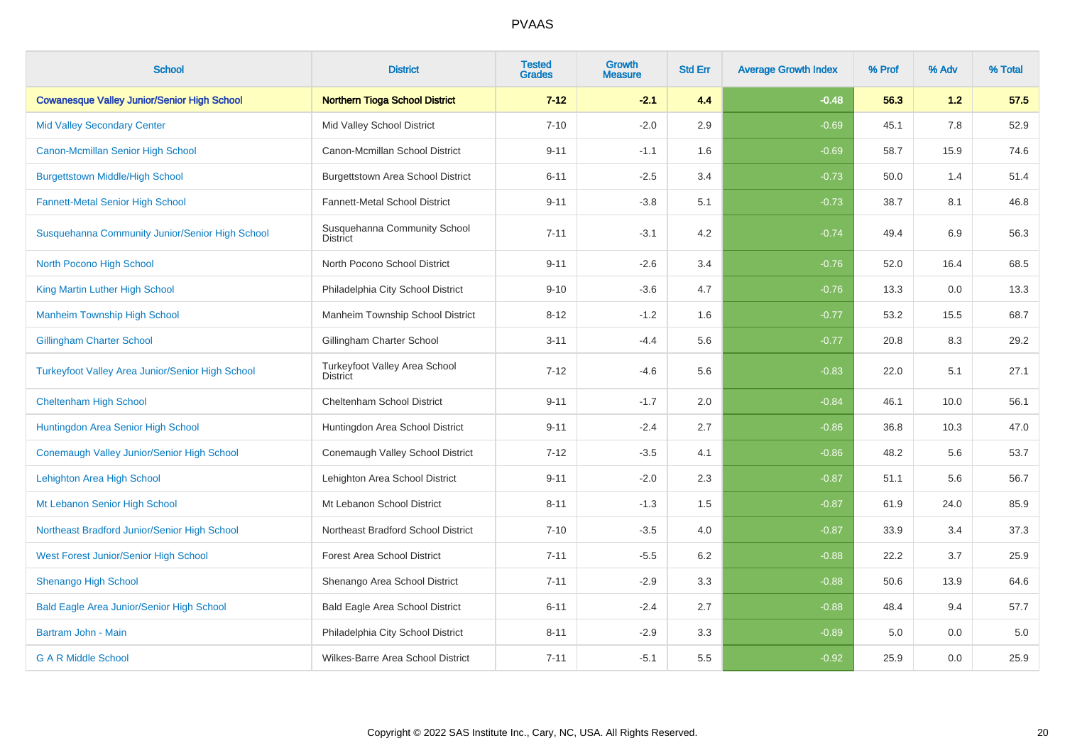# PVAAS

| School | District | Tested Grades | Growth Measure | Std Err | Average Growth Index | % Prof | % Adv | % Total |
|---|---|---|---|---|---|---|---|---|
| **Cowanesque Valley Junior/Senior High School** | **Northern Tioga School District** | **7-12** | **-2.1** | **4.4** | **-0.48** | **56.3** | **1.2** | **57.5** |
| Mid Valley Secondary Center | Mid Valley School District | 7-10 | -2.0 | 2.9 | -0.69 | 45.1 | 7.8 | 52.9 |
| Canon-Mcmillan Senior High School | Canon-Mcmillan School District | 9-11 | -1.1 | 1.6 | -0.69 | 58.7 | 15.9 | 74.6 |
| Burgettstown Middle/High School | Burgettstown Area School District | 6-11 | -2.5 | 3.4 | -0.73 | 50.0 | 1.4 | 51.4 |
| Fannett-Metal Senior High School | Fannett-Metal School District | 9-11 | -3.8 | 5.1 | -0.73 | 38.7 | 8.1 | 46.8 |
| Susquehanna Community Junior/Senior High School | Susquehanna Community School District | 7-11 | -3.1 | 4.2 | -0.74 | 49.4 | 6.9 | 56.3 |
| North Pocono High School | North Pocono School District | 9-11 | -2.6 | 3.4 | -0.76 | 52.0 | 16.4 | 68.5 |
| King Martin Luther High School | Philadelphia City School District | 9-10 | -3.6 | 4.7 | -0.76 | 13.3 | 0.0 | 13.3 |
| Manheim Township High School | Manheim Township School District | 8-12 | -1.2 | 1.6 | -0.77 | 53.2 | 15.5 | 68.7 |
| Gillingham Charter School | Gillingham Charter School | 3-11 | -4.4 | 5.6 | -0.77 | 20.8 | 8.3 | 29.2 |
| Turkeyfoot Valley Area Junior/Senior High School | Turkeyfoot Valley Area School District | 7-12 | -4.6 | 5.6 | -0.83 | 22.0 | 5.1 | 27.1 |
| Cheltenham High School | Cheltenham School District | 9-11 | -1.7 | 2.0 | -0.84 | 46.1 | 10.0 | 56.1 |
| Huntingdon Area Senior High School | Huntingdon Area School District | 9-11 | -2.4 | 2.7 | -0.86 | 36.8 | 10.3 | 47.0 |
| Conemaugh Valley Junior/Senior High School | Conemaugh Valley School District | 7-12 | -3.5 | 4.1 | -0.86 | 48.2 | 5.6 | 53.7 |
| Lehighton Area High School | Lehighton Area School District | 9-11 | -2.0 | 2.3 | -0.87 | 51.1 | 5.6 | 56.7 |
| Mt Lebanon Senior High School | Mt Lebanon School District | 8-11 | -1.3 | 1.5 | -0.87 | 61.9 | 24.0 | 85.9 |
| Northeast Bradford Junior/Senior High School | Northeast Bradford School District | 7-10 | -3.5 | 4.0 | -0.87 | 33.9 | 3.4 | 37.3 |
| West Forest Junior/Senior High School | Forest Area School District | 7-11 | -5.5 | 6.2 | -0.88 | 22.2 | 3.7 | 25.9 |
| Shenango High School | Shenango Area School District | 7-11 | -2.9 | 3.3 | -0.88 | 50.6 | 13.9 | 64.6 |
| Bald Eagle Area Junior/Senior High School | Bald Eagle Area School District | 6-11 | -2.4 | 2.7 | -0.88 | 48.4 | 9.4 | 57.7 |
| Bartram John - Main | Philadelphia City School District | 8-11 | -2.9 | 3.3 | -0.89 | 5.0 | 0.0 | 5.0 |
| G A R Middle School | Wilkes-Barre Area School District | 7-11 | -5.1 | 5.5 | -0.92 | 25.9 | 0.0 | 25.9 |

Copyright © 2022 SAS Institute Inc., Cary, NC, USA. All Rights Reserved.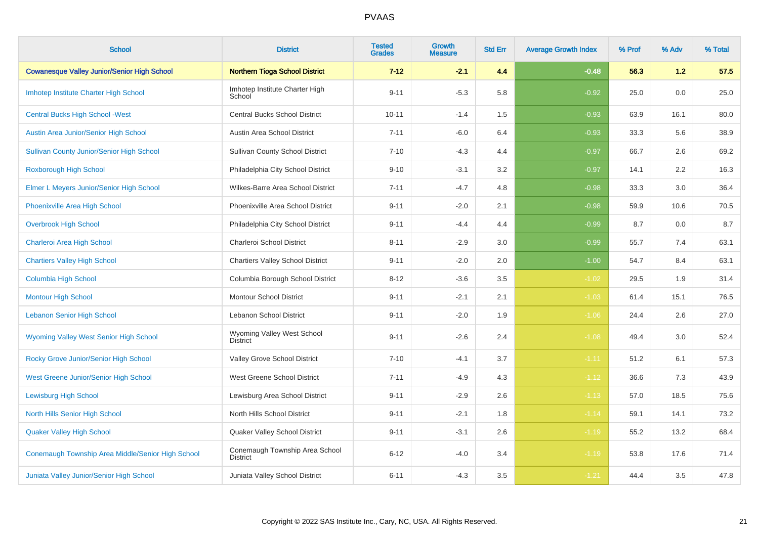# PVAAS

| School | District | Tested Grades | Growth Measure | Std Err | Average Growth Index | % Prof | % Adv | % Total |
|---|---|---|---|---|---|---|---|---|
| **Cowanesque Valley Junior/Senior High School** | **Northern Tioga School District** | **7-12** | **-2.1** | **4.4** | **-0.48** | **56.3** | **1.2** | **57.5** |
| Imhotep Institute Charter High School | Imhotep Institute Charter High School | 9-11 | -5.3 | 5.8 | -0.92 | 25.0 | 0.0 | 25.0 |
| Central Bucks High School -West | Central Bucks School District | 10-11 | -1.4 | 1.5 | -0.93 | 63.9 | 16.1 | 80.0 |
| Austin Area Junior/Senior High School | Austin Area School District | 7-11 | -6.0 | 6.4 | -0.93 | 33.3 | 5.6 | 38.9 |
| Sullivan County Junior/Senior High School | Sullivan County School District | 7-10 | -4.3 | 4.4 | -0.97 | 66.7 | 2.6 | 69.2 |
| Roxborough High School | Philadelphia City School District | 9-10 | -3.1 | 3.2 | -0.97 | 14.1 | 2.2 | 16.3 |
| Elmer L Meyers Junior/Senior High School | Wilkes-Barre Area School District | 7-11 | -4.7 | 4.8 | -0.98 | 33.3 | 3.0 | 36.4 |
| Phoenixville Area High School | Phoenixville Area School District | 9-11 | -2.0 | 2.1 | -0.98 | 59.9 | 10.6 | 70.5 |
| Overbrook High School | Philadelphia City School District | 9-11 | -4.4 | 4.4 | -0.99 | 8.7 | 0.0 | 8.7 |
| Charleroi Area High School | Charleroi School District | 8-11 | -2.9 | 3.0 | -0.99 | 55.7 | 7.4 | 63.1 |
| Chartiers Valley High School | Chartiers Valley School District | 9-11 | -2.0 | 2.0 | -1.00 | 54.7 | 8.4 | 63.1 |
| Columbia High School | Columbia Borough School District | 8-12 | -3.6 | 3.5 | -1.02 | 29.5 | 1.9 | 31.4 |
| Montour High School | Montour School District | 9-11 | -2.1 | 2.1 | -1.03 | 61.4 | 15.1 | 76.5 |
| Lebanon Senior High School | Lebanon School District | 9-11 | -2.0 | 1.9 | -1.06 | 24.4 | 2.6 | 27.0 |
| Wyoming Valley West Senior High School | Wyoming Valley West School District | 9-11 | -2.6 | 2.4 | -1.08 | 49.4 | 3.0 | 52.4 |
| Rocky Grove Junior/Senior High School | Valley Grove School District | 7-10 | -4.1 | 3.7 | -1.11 | 51.2 | 6.1 | 57.3 |
| West Greene Junior/Senior High School | West Greene School District | 7-11 | -4.9 | 4.3 | -1.12 | 36.6 | 7.3 | 43.9 |
| Lewisburg High School | Lewisburg Area School District | 9-11 | -2.9 | 2.6 | -1.13 | 57.0 | 18.5 | 75.6 |
| North Hills Senior High School | North Hills School District | 9-11 | -2.1 | 1.8 | -1.14 | 59.1 | 14.1 | 73.2 |
| Quaker Valley High School | Quaker Valley School District | 9-11 | -3.1 | 2.6 | -1.19 | 55.2 | 13.2 | 68.4 |
| Conemaugh Township Area Middle/Senior High School | Conemaugh Township Area School District | 6-12 | -4.0 | 3.4 | -1.19 | 53.8 | 17.6 | 71.4 |
| Juniata Valley Junior/Senior High School | Juniata Valley School District | 6-11 | -4.3 | 3.5 | -1.21 | 44.4 | 3.5 | 47.8 |

Copyright © 2022 SAS Institute Inc., Cary, NC, USA. All Rights Reserved.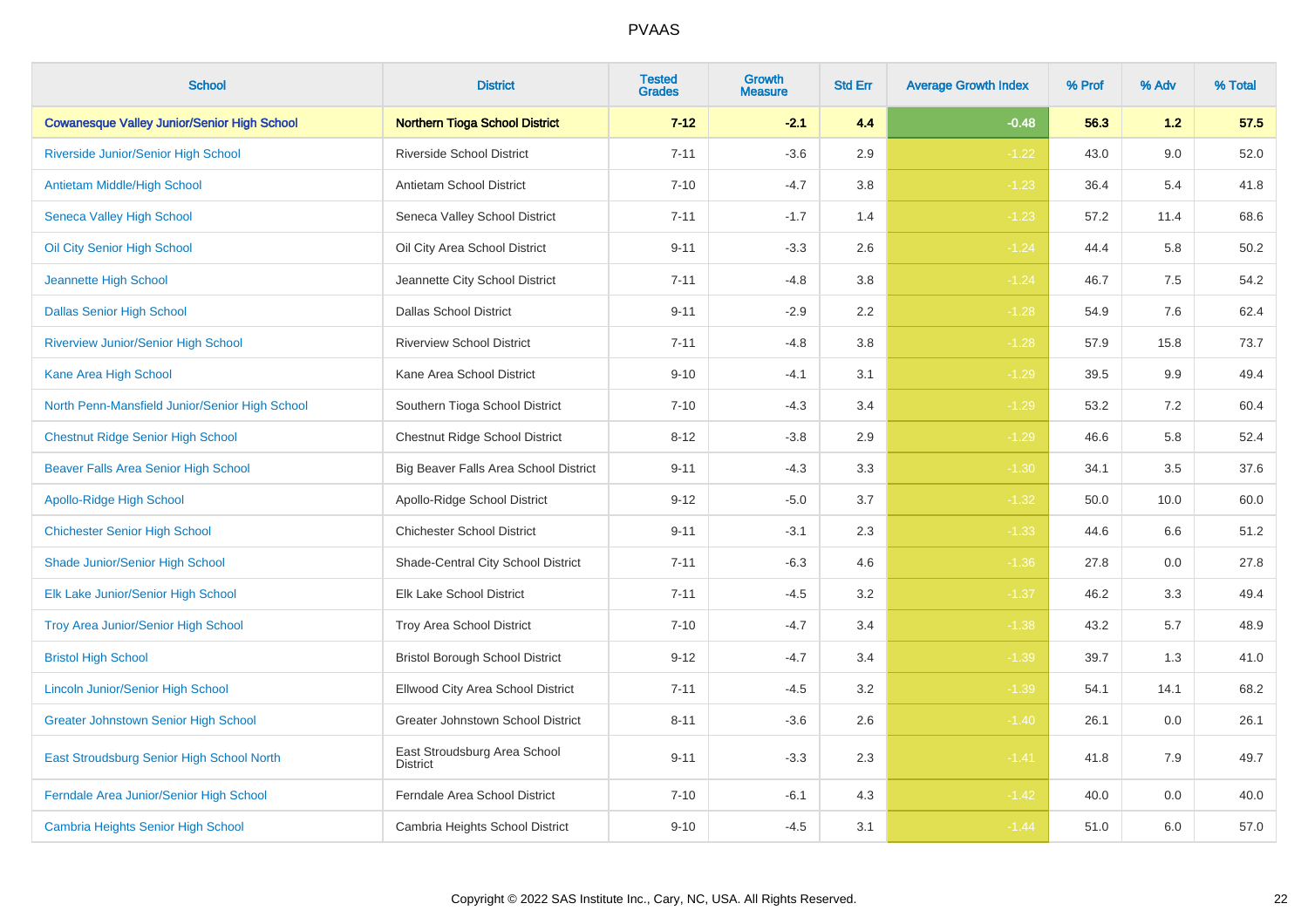# PVAAS

| School | District | Tested Grades | Growth Measure | Std Err | Average Growth Index | % Prof | % Adv | % Total |
|---|---|---|---|---|---|---|---|---|
| **Cowanesque Valley Junior/Senior High School** | **Northern Tioga School District** | **7-12** | **-2.1** | **4.4** | **-0.48** | **56.3** | **1.2** | **57.5** |
| Riverside Junior/Senior High School | Riverside School District | 7-11 | -3.6 | 2.9 | -1.22 | 43.0 | 9.0 | 52.0 |
| Antietam Middle/High School | Antietam School District | 7-10 | -4.7 | 3.8 | -1.23 | 36.4 | 5.4 | 41.8 |
| Seneca Valley High School | Seneca Valley School District | 7-11 | -1.7 | 1.4 | -1.23 | 57.2 | 11.4 | 68.6 |
| Oil City Senior High School | Oil City Area School District | 9-11 | -3.3 | 2.6 | -1.24 | 44.4 | 5.8 | 50.2 |
| Jeannette High School | Jeannette City School District | 7-11 | -4.8 | 3.8 | -1.24 | 46.7 | 7.5 | 54.2 |
| Dallas Senior High School | Dallas School District | 9-11 | -2.9 | 2.2 | -1.28 | 54.9 | 7.6 | 62.4 |
| Riverview Junior/Senior High School | Riverview School District | 7-11 | -4.8 | 3.8 | -1.28 | 57.9 | 15.8 | 73.7 |
| Kane Area High School | Kane Area School District | 9-10 | -4.1 | 3.1 | -1.29 | 39.5 | 9.9 | 49.4 |
| North Penn-Mansfield Junior/Senior High School | Southern Tioga School District | 7-10 | -4.3 | 3.4 | -1.29 | 53.2 | 7.2 | 60.4 |
| Chestnut Ridge Senior High School | Chestnut Ridge School District | 8-12 | -3.8 | 2.9 | -1.29 | 46.6 | 5.8 | 52.4 |
| Beaver Falls Area Senior High School | Big Beaver Falls Area School District | 9-11 | -4.3 | 3.3 | -1.30 | 34.1 | 3.5 | 37.6 |
| Apollo-Ridge High School | Apollo-Ridge School District | 9-12 | -5.0 | 3.7 | -1.32 | 50.0 | 10.0 | 60.0 |
| Chichester Senior High School | Chichester School District | 9-11 | -3.1 | 2.3 | -1.33 | 44.6 | 6.6 | 51.2 |
| Shade Junior/Senior High School | Shade-Central City School District | 7-11 | -6.3 | 4.6 | -1.36 | 27.8 | 0.0 | 27.8 |
| Elk Lake Junior/Senior High School | Elk Lake School District | 7-11 | -4.5 | 3.2 | -1.37 | 46.2 | 3.3 | 49.4 |
| Troy Area Junior/Senior High School | Troy Area School District | 7-10 | -4.7 | 3.4 | -1.38 | 43.2 | 5.7 | 48.9 |
| Bristol High School | Bristol Borough School District | 9-12 | -4.7 | 3.4 | -1.39 | 39.7 | 1.3 | 41.0 |
| Lincoln Junior/Senior High School | Ellwood City Area School District | 7-11 | -4.5 | 3.2 | -1.39 | 54.1 | 14.1 | 68.2 |
| Greater Johnstown Senior High School | Greater Johnstown School District | 8-11 | -3.6 | 2.6 | -1.40 | 26.1 | 0.0 | 26.1 |
| East Stroudsburg Senior High School North | East Stroudsburg Area School District | 9-11 | -3.3 | 2.3 | -1.41 | 41.8 | 7.9 | 49.7 |
| Ferndale Area Junior/Senior High School | Ferndale Area School District | 7-10 | -6.1 | 4.3 | -1.42 | 40.0 | 0.0 | 40.0 |
| Cambria Heights Senior High School | Cambria Heights School District | 9-10 | -4.5 | 3.1 | -1.44 | 51.0 | 6.0 | 57.0 |

Copyright © 2022 SAS Institute Inc., Cary, NC, USA. All Rights Reserved.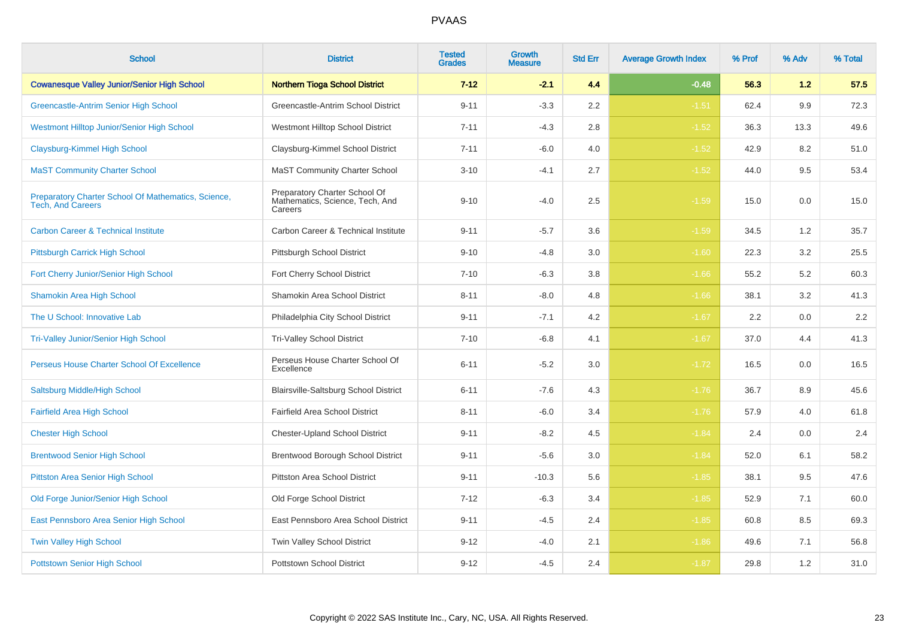# PVAAS

| School | District | Tested Grades | Growth Measure | Std Err | Average Growth Index | % Prof | % Adv | % Total |
|---|---|---|---|---|---|---|---|---|
| **Cowanesque Valley Junior/Senior High School** | **Northern Tioga School District** | **7-12** | **-2.1** | **4.4** | **-0.48** | **56.3** | **1.2** | **57.5** |
| Greencastle-Antrim Senior High School | Greencastle-Antrim School District | 9-11 | -3.3 | 2.2 | -1.51 | 62.4 | 9.9 | 72.3 |
| Westmont Hilltop Junior/Senior High School | Westmont Hilltop School District | 7-11 | -4.3 | 2.8 | -1.52 | 36.3 | 13.3 | 49.6 |
| Claysburg-Kimmel High School | Claysburg-Kimmel School District | 7-11 | -6.0 | 4.0 | -1.52 | 42.9 | 8.2 | 51.0 |
| MaST Community Charter School | MaST Community Charter School | 3-10 | -4.1 | 2.7 | -1.52 | 44.0 | 9.5 | 53.4 |
| Preparatory Charter School Of Mathematics, Science, Tech, And Careers | Preparatory Charter School Of Mathematics, Science, Tech, And Careers | 9-10 | -4.0 | 2.5 | -1.59 | 15.0 | 0.0 | 15.0 |
| Carbon Career & Technical Institute | Carbon Career & Technical Institute | 9-11 | -5.7 | 3.6 | -1.59 | 34.5 | 1.2 | 35.7 |
| Pittsburgh Carrick High School | Pittsburgh School District | 9-10 | -4.8 | 3.0 | -1.60 | 22.3 | 3.2 | 25.5 |
| Fort Cherry Junior/Senior High School | Fort Cherry School District | 7-10 | -6.3 | 3.8 | -1.66 | 55.2 | 5.2 | 60.3 |
| Shamokin Area High School | Shamokin Area School District | 8-11 | -8.0 | 4.8 | -1.66 | 38.1 | 3.2 | 41.3 |
| The U School: Innovative Lab | Philadelphia City School District | 9-11 | -7.1 | 4.2 | -1.67 | 2.2 | 0.0 | 2.2 |
| Tri-Valley Junior/Senior High School | Tri-Valley School District | 7-10 | -6.8 | 4.1 | -1.67 | 37.0 | 4.4 | 41.3 |
| Perseus House Charter School Of Excellence | Perseus House Charter School Of Excellence | 6-11 | -5.2 | 3.0 | -1.72 | 16.5 | 0.0 | 16.5 |
| Saltsburg Middle/High School | Blairsville-Saltsburg School District | 6-11 | -7.6 | 4.3 | -1.76 | 36.7 | 8.9 | 45.6 |
| Fairfield Area High School | Fairfield Area School District | 8-11 | -6.0 | 3.4 | -1.76 | 57.9 | 4.0 | 61.8 |
| Chester High School | Chester-Upland School District | 9-11 | -8.2 | 4.5 | -1.84 | 2.4 | 0.0 | 2.4 |
| Brentwood Senior High School | Brentwood Borough School District | 9-11 | -5.6 | 3.0 | -1.84 | 52.0 | 6.1 | 58.2 |
| Pittston Area Senior High School | Pittston Area School District | 9-11 | -10.3 | 5.6 | -1.85 | 38.1 | 9.5 | 47.6 |
| Old Forge Junior/Senior High School | Old Forge School District | 7-12 | -6.3 | 3.4 | -1.85 | 52.9 | 7.1 | 60.0 |
| East Pennsboro Area Senior High School | East Pennsboro Area School District | 9-11 | -4.5 | 2.4 | -1.85 | 60.8 | 8.5 | 69.3 |
| Twin Valley High School | Twin Valley School District | 9-12 | -4.0 | 2.1 | -1.86 | 49.6 | 7.1 | 56.8 |
| Pottstown Senior High School | Pottstown School District | 9-12 | -4.5 | 2.4 | -1.87 | 29.8 | 1.2 | 31.0 |

Copyright © 2022 SAS Institute Inc., Cary, NC, USA. All Rights Reserved.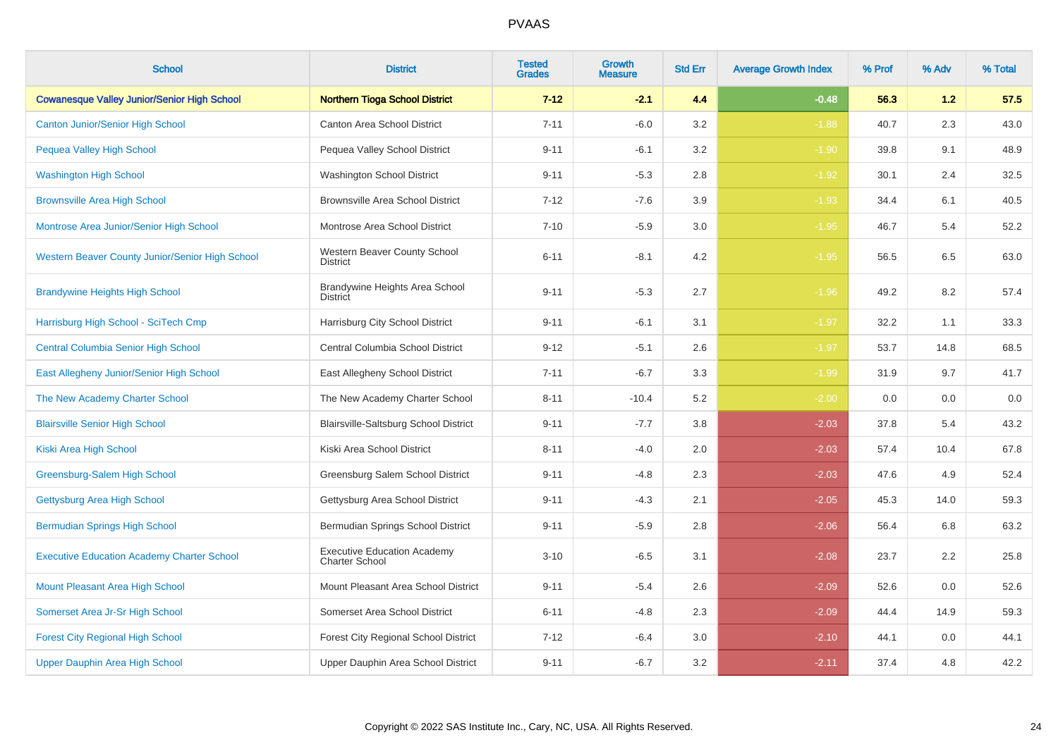# PVAAS

| School | District | Tested Grades | Growth Measure | Std Err | Average Growth Index | % Prof | % Adv | % Total |
|---|---|---|---|---|---|---|---|---|
| **Cowanesque Valley Junior/Senior High School** | **Northern Tioga School District** | **7-12** | **-2.1** | **4.4** | **-0.48** | **56.3** | **1.2** | **57.5** |
| Canton Junior/Senior High School | Canton Area School District | 7-11 | -6.0 | 3.2 | -1.88 | 40.7 | 2.3 | 43.0 |
| Pequea Valley High School | Pequea Valley School District | 9-11 | -6.1 | 3.2 | -1.90 | 39.8 | 9.1 | 48.9 |
| Washington High School | Washington School District | 9-11 | -5.3 | 2.8 | -1.92 | 30.1 | 2.4 | 32.5 |
| Brownsville Area High School | Brownsville Area School District | 7-12 | -7.6 | 3.9 | -1.93 | 34.4 | 6.1 | 40.5 |
| Montrose Area Junior/Senior High School | Montrose Area School District | 7-10 | -5.9 | 3.0 | -1.95 | 46.7 | 5.4 | 52.2 |
| Western Beaver County Junior/Senior High School | Western Beaver County School District | 6-11 | -8.1 | 4.2 | -1.95 | 56.5 | 6.5 | 63.0 |
| Brandywine Heights High School | Brandywine Heights Area School District | 9-11 | -5.3 | 2.7 | -1.96 | 49.2 | 8.2 | 57.4 |
| Harrisburg High School - SciTech Cmp | Harrisburg City School District | 9-11 | -6.1 | 3.1 | -1.97 | 32.2 | 1.1 | 33.3 |
| Central Columbia Senior High School | Central Columbia School District | 9-12 | -5.1 | 2.6 | -1.97 | 53.7 | 14.8 | 68.5 |
| East Allegheny Junior/Senior High School | East Allegheny School District | 7-11 | -6.7 | 3.3 | -1.99 | 31.9 | 9.7 | 41.7 |
| The New Academy Charter School | The New Academy Charter School | 8-11 | -10.4 | 5.2 | -2.00 | 0.0 | 0.0 | 0.0 |
| Blairsville Senior High School | Blairsville-Saltsburg School District | 9-11 | -7.7 | 3.8 | -2.03 | 37.8 | 5.4 | 43.2 |
| Kiski Area High School | Kiski Area School District | 8-11 | -4.0 | 2.0 | -2.03 | 57.4 | 10.4 | 67.8 |
| Greensburg-Salem High School | Greensburg Salem School District | 9-11 | -4.8 | 2.3 | -2.03 | 47.6 | 4.9 | 52.4 |
| Gettysburg Area High School | Gettysburg Area School District | 9-11 | -4.3 | 2.1 | -2.05 | 45.3 | 14.0 | 59.3 |
| Bermudian Springs High School | Bermudian Springs School District | 9-11 | -5.9 | 2.8 | -2.06 | 56.4 | 6.8 | 63.2 |
| Executive Education Academy Charter School | Executive Education Academy Charter School | 3-10 | -6.5 | 3.1 | -2.08 | 23.7 | 2.2 | 25.8 |
| Mount Pleasant Area High School | Mount Pleasant Area School District | 9-11 | -5.4 | 2.6 | -2.09 | 52.6 | 0.0 | 52.6 |
| Somerset Area Jr-Sr High School | Somerset Area School District | 6-11 | -4.8 | 2.3 | -2.09 | 44.4 | 14.9 | 59.3 |
| Forest City Regional High School | Forest City Regional School District | 7-12 | -6.4 | 3.0 | -2.10 | 44.1 | 0.0 | 44.1 |
| Upper Dauphin Area High School | Upper Dauphin Area School District | 9-11 | -6.7 | 3.2 | -2.11 | 37.4 | 4.8 | 42.2 |

Copyright © 2022 SAS Institute Inc., Cary, NC, USA. All Rights Reserved.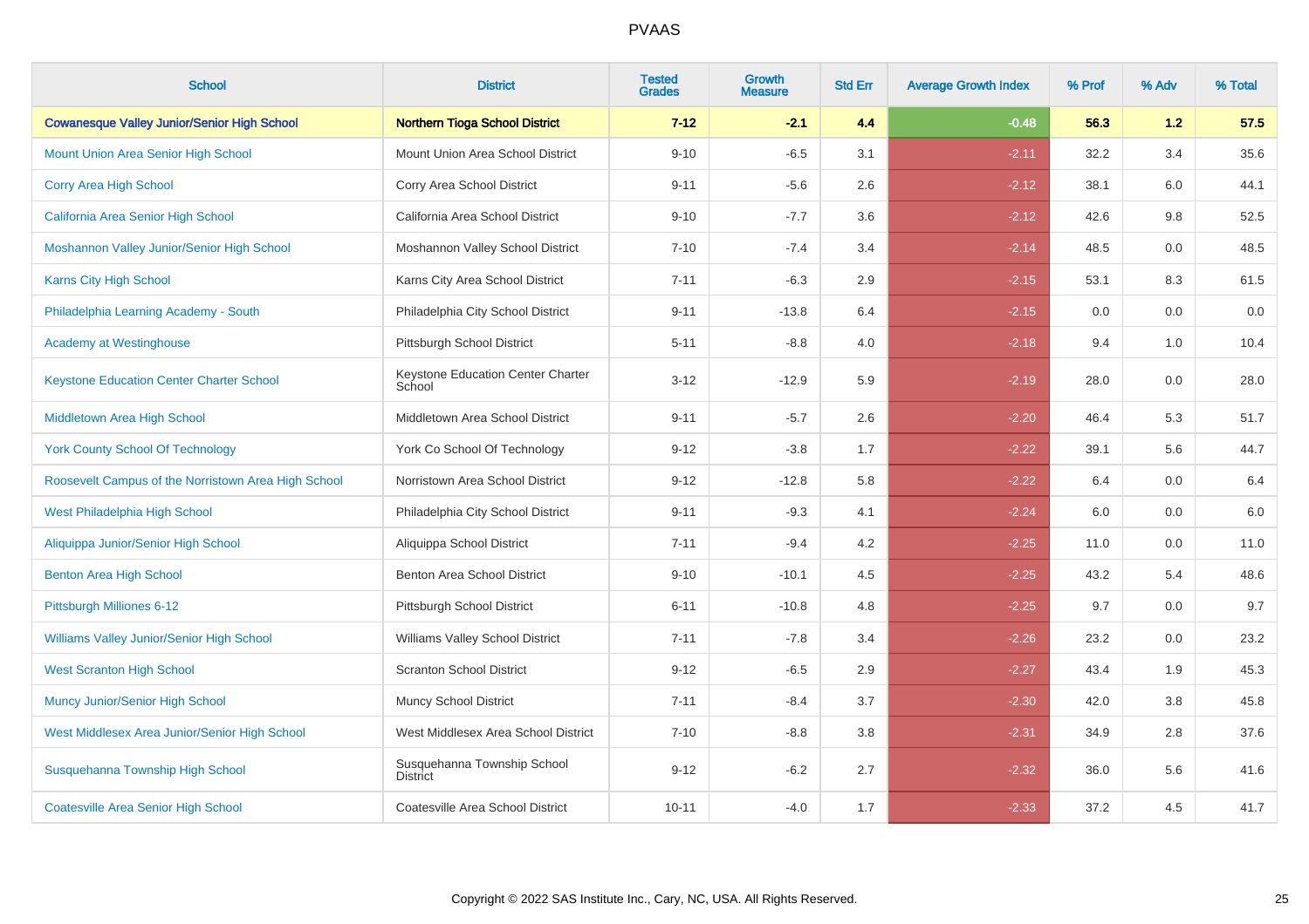# PVAAS

| School | District | Tested Grades | Growth Measure | Std Err | Average Growth Index | % Prof | % Adv | % Total |
|---|---|---|---|---|---|---|---|---|
| **Cowanesque Valley Junior/Senior High School** | **Northern Tioga School District** | **7-12** | **-2.1** | **4.4** | **-0.48** | **56.3** | **1.2** | **57.5** |
| Mount Union Area Senior High School | Mount Union Area School District | 9-10 | -6.5 | 3.1 | -2.11 | 32.2 | 3.4 | 35.6 |
| Corry Area High School | Corry Area School District | 9-11 | -5.6 | 2.6 | -2.12 | 38.1 | 6.0 | 44.1 |
| California Area Senior High School | California Area School District | 9-10 | -7.7 | 3.6 | -2.12 | 42.6 | 9.8 | 52.5 |
| Moshannon Valley Junior/Senior High School | Moshannon Valley School District | 7-10 | -7.4 | 3.4 | -2.14 | 48.5 | 0.0 | 48.5 |
| Karns City High School | Karns City Area School District | 7-11 | -6.3 | 2.9 | -2.15 | 53.1 | 8.3 | 61.5 |
| Philadelphia Learning Academy - South | Philadelphia City School District | 9-11 | -13.8 | 6.4 | -2.15 | 0.0 | 0.0 | 0.0 |
| Academy at Westinghouse | Pittsburgh School District | 5-11 | -8.8 | 4.0 | -2.18 | 9.4 | 1.0 | 10.4 |
| Keystone Education Center Charter School | Keystone Education Center Charter School | 3-12 | -12.9 | 5.9 | -2.19 | 28.0 | 0.0 | 28.0 |
| Middletown Area High School | Middletown Area School District | 9-11 | -5.7 | 2.6 | -2.20 | 46.4 | 5.3 | 51.7 |
| York County School Of Technology | York Co School Of Technology | 9-12 | -3.8 | 1.7 | -2.22 | 39.1 | 5.6 | 44.7 |
| Roosevelt Campus of the Norristown Area High School | Norristown Area School District | 9-12 | -12.8 | 5.8 | -2.22 | 6.4 | 0.0 | 6.4 |
| West Philadelphia High School | Philadelphia City School District | 9-11 | -9.3 | 4.1 | -2.24 | 6.0 | 0.0 | 6.0 |
| Aliquippa Junior/Senior High School | Aliquippa School District | 7-11 | -9.4 | 4.2 | -2.25 | 11.0 | 0.0 | 11.0 |
| Benton Area High School | Benton Area School District | 9-10 | -10.1 | 4.5 | -2.25 | 43.2 | 5.4 | 48.6 |
| Pittsburgh Milliones 6-12 | Pittsburgh School District | 6-11 | -10.8 | 4.8 | -2.25 | 9.7 | 0.0 | 9.7 |
| Williams Valley Junior/Senior High School | Williams Valley School District | 7-11 | -7.8 | 3.4 | -2.26 | 23.2 | 0.0 | 23.2 |
| West Scranton High School | Scranton School District | 9-12 | -6.5 | 2.9 | -2.27 | 43.4 | 1.9 | 45.3 |
| Muncy Junior/Senior High School | Muncy School District | 7-11 | -8.4 | 3.7 | -2.30 | 42.0 | 3.8 | 45.8 |
| West Middlesex Area Junior/Senior High School | West Middlesex Area School District | 7-10 | -8.8 | 3.8 | -2.31 | 34.9 | 2.8 | 37.6 |
| Susquehanna Township High School | Susquehanna Township School District | 9-12 | -6.2 | 2.7 | -2.32 | 36.0 | 5.6 | 41.6 |
| Coatesville Area Senior High School | Coatesville Area School District | 10-11 | -4.0 | 1.7 | -2.33 | 37.2 | 4.5 | 41.7 |

Copyright © 2022 SAS Institute Inc., Cary, NC, USA. All Rights Reserved.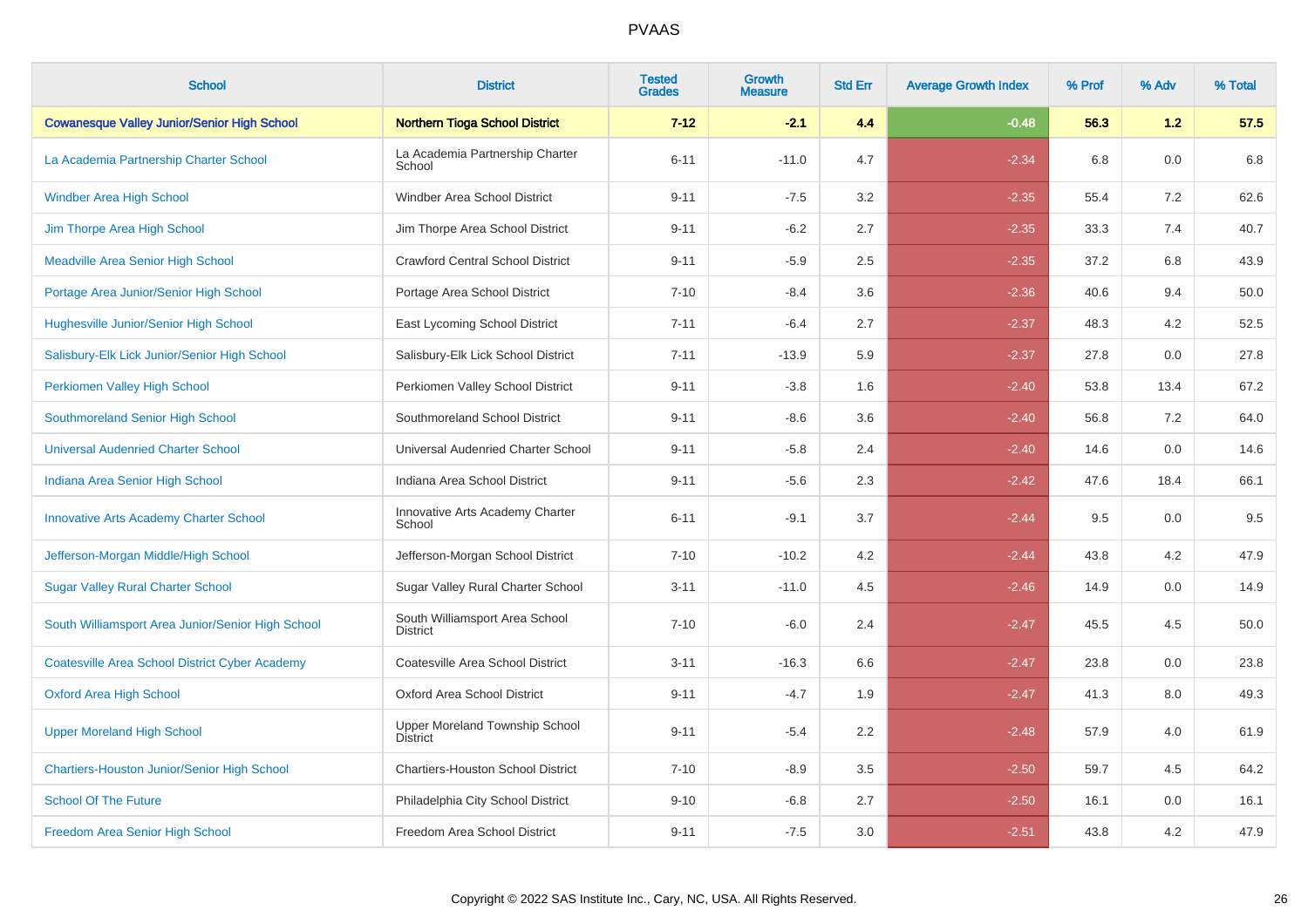# PVAAS

| School | District | Tested Grades | Growth Measure | Std Err | Average Growth Index | % Prof | % Adv | % Total |
|---|---|---|---|---|---|---|---|---|
| **Cowanesque Valley Junior/Senior High School** | **Northern Tioga School District** | **7-12** | **-2.1** | **4.4** | **-0.48** | **56.3** | **1.2** | **57.5** |
| La Academia Partnership Charter School | La Academia Partnership Charter School | 6-11 | -11.0 | 4.7 | -2.34 | 6.8 | 0.0 | 6.8 |
| Windber Area High School | Windber Area School District | 9-11 | -7.5 | 3.2 | -2.35 | 55.4 | 7.2 | 62.6 |
| Jim Thorpe Area High School | Jim Thorpe Area School District | 9-11 | -6.2 | 2.7 | -2.35 | 33.3 | 7.4 | 40.7 |
| Meadville Area Senior High School | Crawford Central School District | 9-11 | -5.9 | 2.5 | -2.35 | 37.2 | 6.8 | 43.9 |
| Portage Area Junior/Senior High School | Portage Area School District | 7-10 | -8.4 | 3.6 | -2.36 | 40.6 | 9.4 | 50.0 |
| Hughesville Junior/Senior High School | East Lycoming School District | 7-11 | -6.4 | 2.7 | -2.37 | 48.3 | 4.2 | 52.5 |
| Salisbury-Elk Lick Junior/Senior High School | Salisbury-Elk Lick School District | 7-11 | -13.9 | 5.9 | -2.37 | 27.8 | 0.0 | 27.8 |
| Perkiomen Valley High School | Perkiomen Valley School District | 9-11 | -3.8 | 1.6 | -2.40 | 53.8 | 13.4 | 67.2 |
| Southmoreland Senior High School | Southmoreland School District | 9-11 | -8.6 | 3.6 | -2.40 | 56.8 | 7.2 | 64.0 |
| Universal Audenried Charter School | Universal Audenried Charter School | 9-11 | -5.8 | 2.4 | -2.40 | 14.6 | 0.0 | 14.6 |
| Indiana Area Senior High School | Indiana Area School District | 9-11 | -5.6 | 2.3 | -2.42 | 47.6 | 18.4 | 66.1 |
| Innovative Arts Academy Charter School | Innovative Arts Academy Charter School | 6-11 | -9.1 | 3.7 | -2.44 | 9.5 | 0.0 | 9.5 |
| Jefferson-Morgan Middle/High School | Jefferson-Morgan School District | 7-10 | -10.2 | 4.2 | -2.44 | 43.8 | 4.2 | 47.9 |
| Sugar Valley Rural Charter School | Sugar Valley Rural Charter School | 3-11 | -11.0 | 4.5 | -2.46 | 14.9 | 0.0 | 14.9 |
| South Williamsport Area Junior/Senior High School | South Williamsport Area School District | 7-10 | -6.0 | 2.4 | -2.47 | 45.5 | 4.5 | 50.0 |
| Coatesville Area School District Cyber Academy | Coatesville Area School District | 3-11 | -16.3 | 6.6 | -2.47 | 23.8 | 0.0 | 23.8 |
| Oxford Area High School | Oxford Area School District | 9-11 | -4.7 | 1.9 | -2.47 | 41.3 | 8.0 | 49.3 |
| Upper Moreland High School | Upper Moreland Township School District | 9-11 | -5.4 | 2.2 | -2.48 | 57.9 | 4.0 | 61.9 |
| Chartiers-Houston Junior/Senior High School | Chartiers-Houston School District | 7-10 | -8.9 | 3.5 | -2.50 | 59.7 | 4.5 | 64.2 |
| School Of The Future | Philadelphia City School District | 9-10 | -6.8 | 2.7 | -2.50 | 16.1 | 0.0 | 16.1 |
| Freedom Area Senior High School | Freedom Area School District | 9-11 | -7.5 | 3.0 | -2.51 | 43.8 | 4.2 | 47.9 |

Copyright © 2022 SAS Institute Inc., Cary, NC, USA. All Rights Reserved.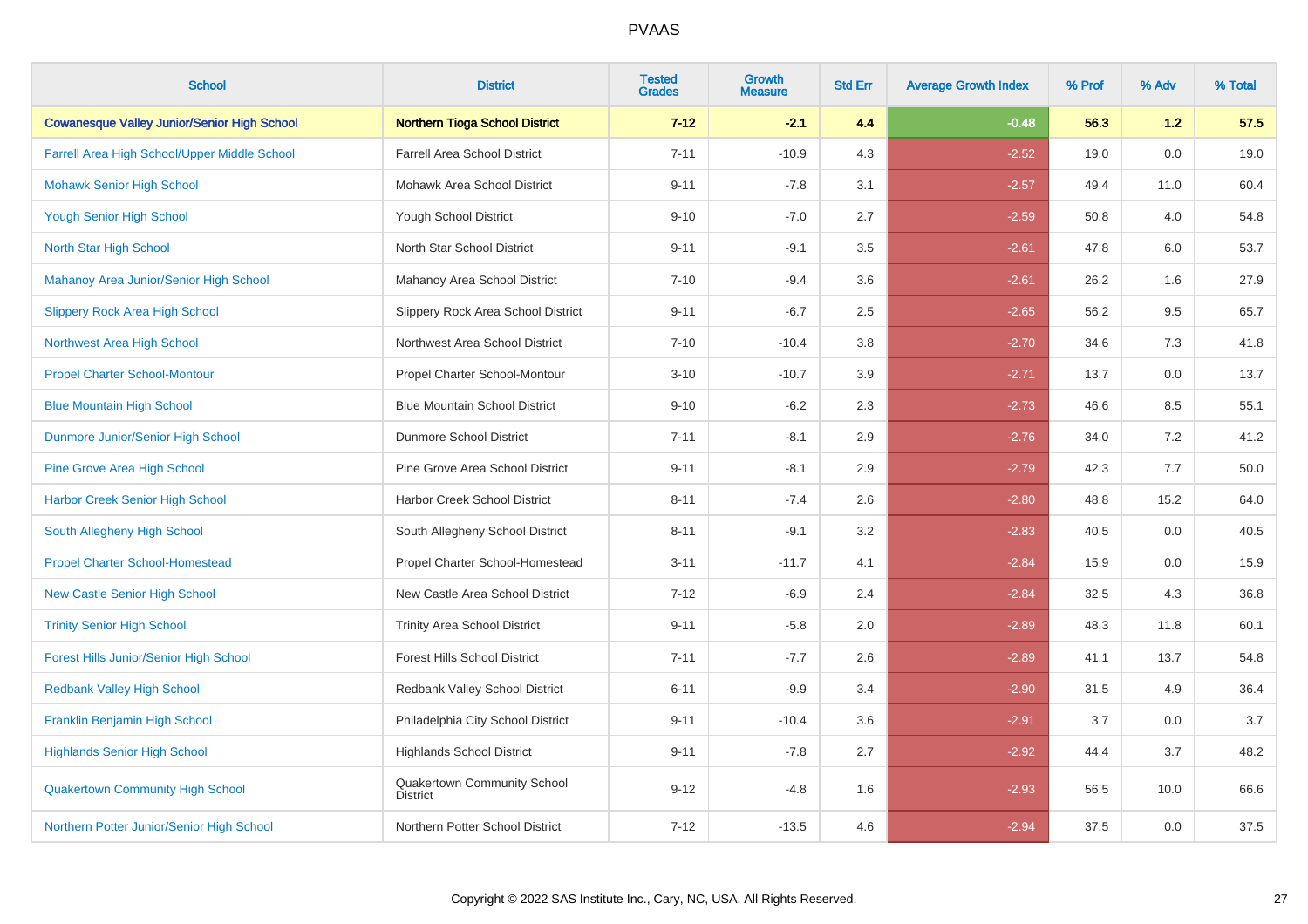# PVAAS

| School | District | Tested Grades | Growth Measure | Std Err | Average Growth Index | % Prof | % Adv | % Total |
|---|---|---|---|---|---|---|---|---|
| **Cowanesque Valley Junior/Senior High School** | **Northern Tioga School District** | **7-12** | **-2.1** | **4.4** | **-0.48** | **56.3** | **1.2** | **57.5** |
| Farrell Area High School/Upper Middle School | Farrell Area School District | 7-11 | -10.9 | 4.3 | -2.52 | 19.0 | 0.0 | 19.0 |
| Mohawk Senior High School | Mohawk Area School District | 9-11 | -7.8 | 3.1 | -2.57 | 49.4 | 11.0 | 60.4 |
| Yough Senior High School | Yough School District | 9-10 | -7.0 | 2.7 | -2.59 | 50.8 | 4.0 | 54.8 |
| North Star High School | North Star School District | 9-11 | -9.1 | 3.5 | -2.61 | 47.8 | 6.0 | 53.7 |
| Mahanoy Area Junior/Senior High School | Mahanoy Area School District | 7-10 | -9.4 | 3.6 | -2.61 | 26.2 | 1.6 | 27.9 |
| Slippery Rock Area High School | Slippery Rock Area School District | 9-11 | -6.7 | 2.5 | -2.65 | 56.2 | 9.5 | 65.7 |
| Northwest Area High School | Northwest Area School District | 7-10 | -10.4 | 3.8 | -2.70 | 34.6 | 7.3 | 41.8 |
| Propel Charter School-Montour | Propel Charter School-Montour | 3-10 | -10.7 | 3.9 | -2.71 | 13.7 | 0.0 | 13.7 |
| Blue Mountain High School | Blue Mountain School District | 9-10 | -6.2 | 2.3 | -2.73 | 46.6 | 8.5 | 55.1 |
| Dunmore Junior/Senior High School | Dunmore School District | 7-11 | -8.1 | 2.9 | -2.76 | 34.0 | 7.2 | 41.2 |
| Pine Grove Area High School | Pine Grove Area School District | 9-11 | -8.1 | 2.9 | -2.79 | 42.3 | 7.7 | 50.0 |
| Harbor Creek Senior High School | Harbor Creek School District | 8-11 | -7.4 | 2.6 | -2.80 | 48.8 | 15.2 | 64.0 |
| South Allegheny High School | South Allegheny School District | 8-11 | -9.1 | 3.2 | -2.83 | 40.5 | 0.0 | 40.5 |
| Propel Charter School-Homestead | Propel Charter School-Homestead | 3-11 | -11.7 | 4.1 | -2.84 | 15.9 | 0.0 | 15.9 |
| New Castle Senior High School | New Castle Area School District | 7-12 | -6.9 | 2.4 | -2.84 | 32.5 | 4.3 | 36.8 |
| Trinity Senior High School | Trinity Area School District | 9-11 | -5.8 | 2.0 | -2.89 | 48.3 | 11.8 | 60.1 |
| Forest Hills Junior/Senior High School | Forest Hills School District | 7-11 | -7.7 | 2.6 | -2.89 | 41.1 | 13.7 | 54.8 |
| Redbank Valley High School | Redbank Valley School District | 6-11 | -9.9 | 3.4 | -2.90 | 31.5 | 4.9 | 36.4 |
| Franklin Benjamin High School | Philadelphia City School District | 9-11 | -10.4 | 3.6 | -2.91 | 3.7 | 0.0 | 3.7 |
| Highlands Senior High School | Highlands School District | 9-11 | -7.8 | 2.7 | -2.92 | 44.4 | 3.7 | 48.2 |
| Quakertown Community High School | Quakertown Community School District | 9-12 | -4.8 | 1.6 | -2.93 | 56.5 | 10.0 | 66.6 |
| Northern Potter Junior/Senior High School | Northern Potter School District | 7-12 | -13.5 | 4.6 | -2.94 | 37.5 | 0.0 | 37.5 |

Copyright © 2022 SAS Institute Inc., Cary, NC, USA. All Rights Reserved.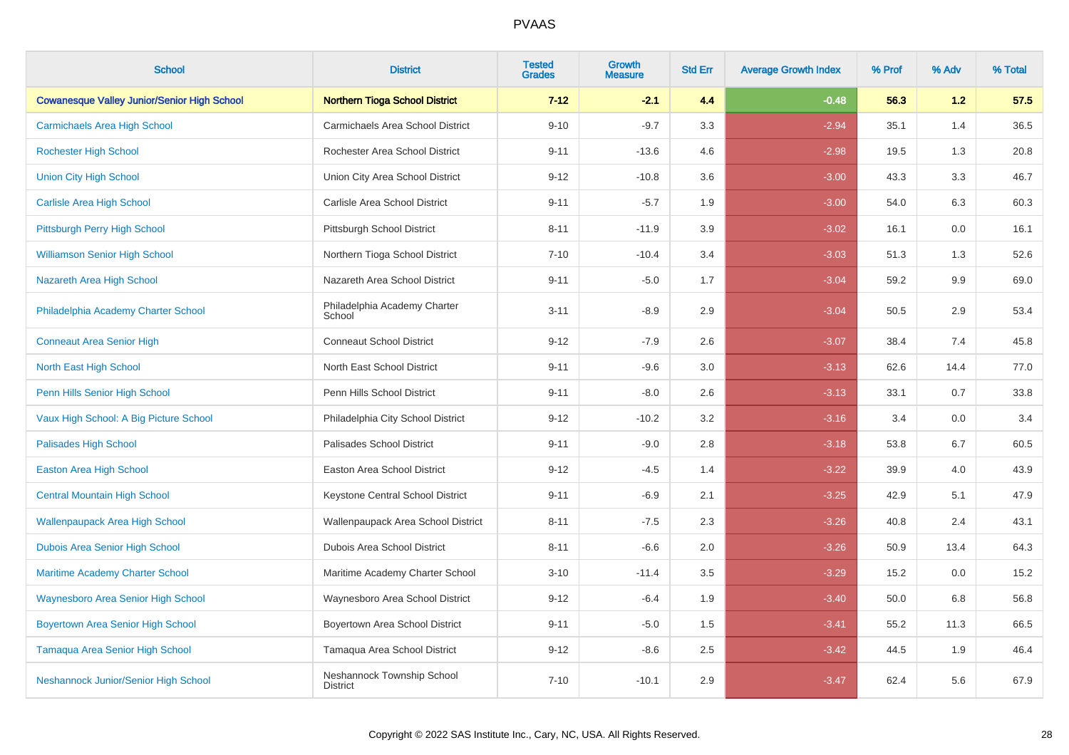PVAAS

| School | District | Tested Grades | Growth Measure | Std Err | Average Growth Index | % Prof | % Adv | % Total |
|---|---|---|---|---|---|---|---|---|
| **Cowanesque Valley Junior/Senior High School** | **Northern Tioga School District** | **7-12** | **-2.1** | **4.4** | **-0.48** | **56.3** | **1.2** | **57.5** |
| Carmichaels Area High School | Carmichaels Area School District | 9-10 | -9.7 | 3.3 | -2.94 | 35.1 | 1.4 | 36.5 |
| Rochester High School | Rochester Area School District | 9-11 | -13.6 | 4.6 | -2.98 | 19.5 | 1.3 | 20.8 |
| Union City High School | Union City Area School District | 9-12 | -10.8 | 3.6 | -3.00 | 43.3 | 3.3 | 46.7 |
| Carlisle Area High School | Carlisle Area School District | 9-11 | -5.7 | 1.9 | -3.00 | 54.0 | 6.3 | 60.3 |
| Pittsburgh Perry High School | Pittsburgh School District | 8-11 | -11.9 | 3.9 | -3.02 | 16.1 | 0.0 | 16.1 |
| Williamson Senior High School | Northern Tioga School District | 7-10 | -10.4 | 3.4 | -3.03 | 51.3 | 1.3 | 52.6 |
| Nazareth Area High School | Nazareth Area School District | 9-11 | -5.0 | 1.7 | -3.04 | 59.2 | 9.9 | 69.0 |
| Philadelphia Academy Charter School | Philadelphia Academy Charter School | 3-11 | -8.9 | 2.9 | -3.04 | 50.5 | 2.9 | 53.4 |
| Conneaut Area Senior High | Conneaut School District | 9-12 | -7.9 | 2.6 | -3.07 | 38.4 | 7.4 | 45.8 |
| North East High School | North East School District | 9-11 | -9.6 | 3.0 | -3.13 | 62.6 | 14.4 | 77.0 |
| Penn Hills Senior High School | Penn Hills School District | 9-11 | -8.0 | 2.6 | -3.13 | 33.1 | 0.7 | 33.8 |
| Vaux High School: A Big Picture School | Philadelphia City School District | 9-12 | -10.2 | 3.2 | -3.16 | 3.4 | 0.0 | 3.4 |
| Palisades High School | Palisades School District | 9-11 | -9.0 | 2.8 | -3.18 | 53.8 | 6.7 | 60.5 |
| Easton Area High School | Easton Area School District | 9-12 | -4.5 | 1.4 | -3.22 | 39.9 | 4.0 | 43.9 |
| Central Mountain High School | Keystone Central School District | 9-11 | -6.9 | 2.1 | -3.25 | 42.9 | 5.1 | 47.9 |
| Wallenpaupack Area High School | Wallenpaupack Area School District | 8-11 | -7.5 | 2.3 | -3.26 | 40.8 | 2.4 | 43.1 |
| Dubois Area Senior High School | Dubois Area School District | 8-11 | -6.6 | 2.0 | -3.26 | 50.9 | 13.4 | 64.3 |
| Maritime Academy Charter School | Maritime Academy Charter School | 3-10 | -11.4 | 3.5 | -3.29 | 15.2 | 0.0 | 15.2 |
| Waynesboro Area Senior High School | Waynesboro Area School District | 9-12 | -6.4 | 1.9 | -3.40 | 50.0 | 6.8 | 56.8 |
| Boyertown Area Senior High School | Boyertown Area School District | 9-11 | -5.0 | 1.5 | -3.41 | 55.2 | 11.3 | 66.5 |
| Tamaqua Area Senior High School | Tamaqua Area School District | 9-12 | -8.6 | 2.5 | -3.42 | 44.5 | 1.9 | 46.4 |
| Neshannock Junior/Senior High School | Neshannock Township School District | 7-10 | -10.1 | 2.9 | -3.47 | 62.4 | 5.6 | 67.9 |

Copyright © 2022 SAS Institute Inc., Cary, NC, USA. All Rights Reserved.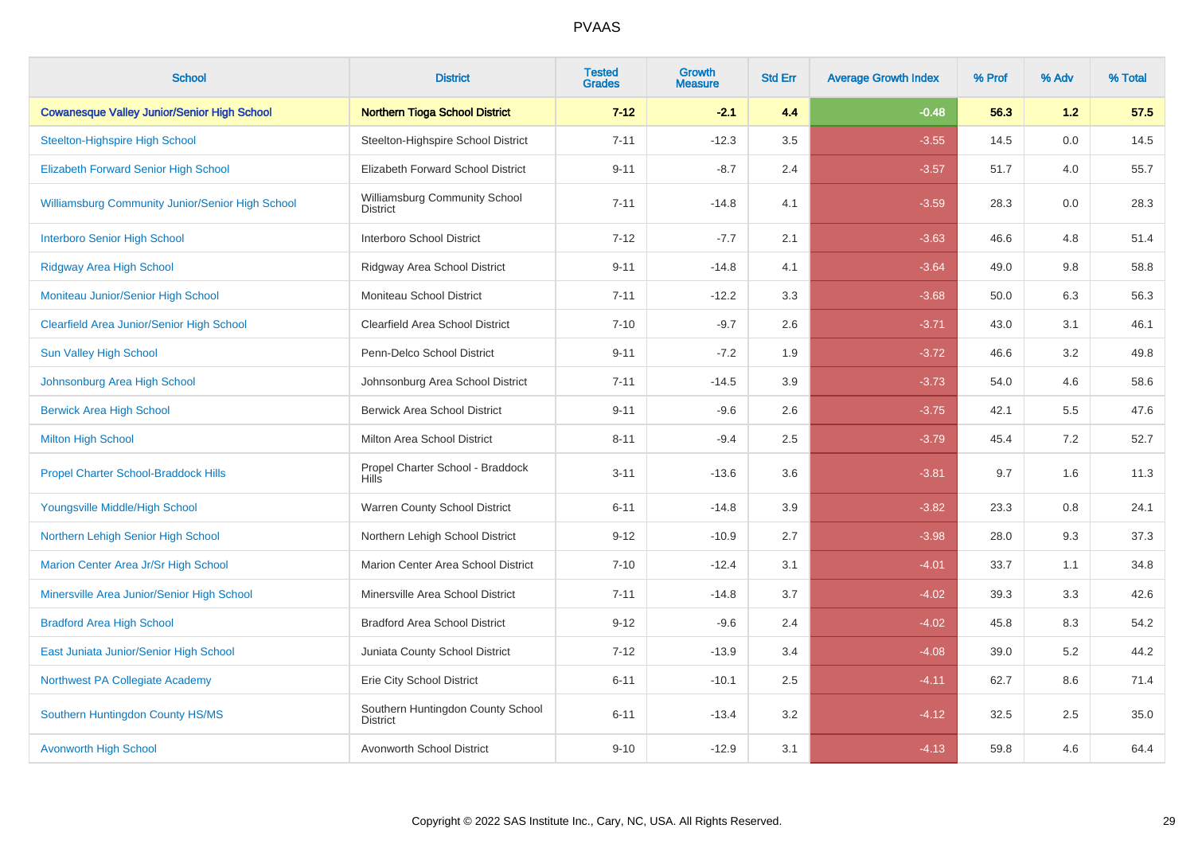| School | District | Tested Grades | Growth Measure | Std Err | Average Growth Index | % Prof | % Adv | % Total |
|---|---|---|---|---|---|---|---|---|
| **Cowanesque Valley Junior/Senior High School** | **Northern Tioga School District** | **7-12** | **-2.1** | **4.4** | **-0.48** | **56.3** | **1.2** | **57.5** |
| Steelton-Highspire High School | Steelton-Highspire School District | 7-11 | -12.3 | 3.5 | -3.55 | 14.5 | 0.0 | 14.5 |
| Elizabeth Forward Senior High School | Elizabeth Forward School District | 9-11 | -8.7 | 2.4 | -3.57 | 51.7 | 4.0 | 55.7 |
| Williamsburg Community Junior/Senior High School | Williamsburg Community School District | 7-11 | -14.8 | 4.1 | -3.59 | 28.3 | 0.0 | 28.3 |
| Interboro Senior High School | Interboro School District | 7-12 | -7.7 | 2.1 | -3.63 | 46.6 | 4.8 | 51.4 |
| Ridgway Area High School | Ridgway Area School District | 9-11 | -14.8 | 4.1 | -3.64 | 49.0 | 9.8 | 58.8 |
| Moniteau Junior/Senior High School | Moniteau School District | 7-11 | -12.2 | 3.3 | -3.68 | 50.0 | 6.3 | 56.3 |
| Clearfield Area Junior/Senior High School | Clearfield Area School District | 7-10 | -9.7 | 2.6 | -3.71 | 43.0 | 3.1 | 46.1 |
| Sun Valley High School | Penn-Delco School District | 9-11 | -7.2 | 1.9 | -3.72 | 46.6 | 3.2 | 49.8 |
| Johnsonburg Area High School | Johnsonburg Area School District | 7-11 | -14.5 | 3.9 | -3.73 | 54.0 | 4.6 | 58.6 |
| Berwick Area High School | Berwick Area School District | 9-11 | -9.6 | 2.6 | -3.75 | 42.1 | 5.5 | 47.6 |
| Milton High School | Milton Area School District | 8-11 | -9.4 | 2.5 | -3.79 | 45.4 | 7.2 | 52.7 |
| Propel Charter School-Braddock Hills | Propel Charter School - Braddock Hills | 3-11 | -13.6 | 3.6 | -3.81 | 9.7 | 1.6 | 11.3 |
| Youngsville Middle/High School | Warren County School District | 6-11 | -14.8 | 3.9 | -3.82 | 23.3 | 0.8 | 24.1 |
| Northern Lehigh Senior High School | Northern Lehigh School District | 9-12 | -10.9 | 2.7 | -3.98 | 28.0 | 9.3 | 37.3 |
| Marion Center Area Jr/Sr High School | Marion Center Area School District | 7-10 | -12.4 | 3.1 | -4.01 | 33.7 | 1.1 | 34.8 |
| Minersville Area Junior/Senior High School | Minersville Area School District | 7-11 | -14.8 | 3.7 | -4.02 | 39.3 | 3.3 | 42.6 |
| Bradford Area High School | Bradford Area School District | 9-12 | -9.6 | 2.4 | -4.02 | 45.8 | 8.3 | 54.2 |
| East Juniata Junior/Senior High School | Juniata County School District | 7-12 | -13.9 | 3.4 | -4.08 | 39.0 | 5.2 | 44.2 |
| Northwest PA Collegiate Academy | Erie City School District | 6-11 | -10.1 | 2.5 | -4.11 | 62.7 | 8.6 | 71.4 |
| Southern Huntingdon County HS/MS | Southern Huntingdon County School District | 6-11 | -13.4 | 3.2 | -4.12 | 32.5 | 2.5 | 35.0 |
| Avonworth High School | Avonworth School District | 9-10 | -12.9 | 3.1 | -4.13 | 59.8 | 4.6 | 64.4 |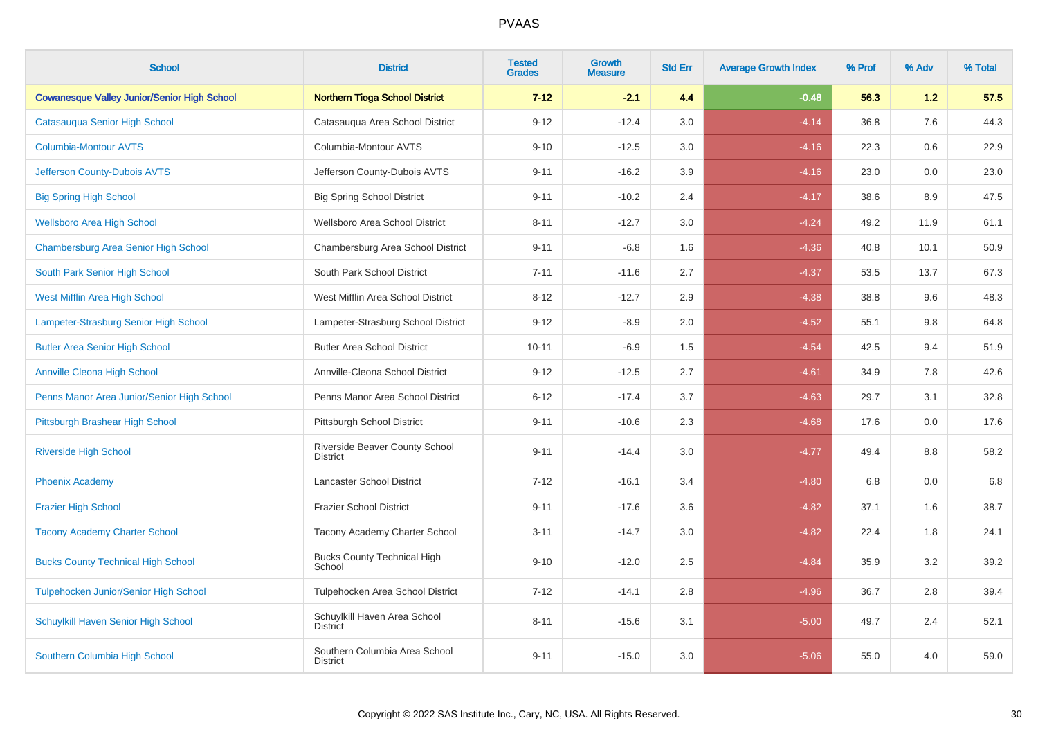# PVAAS

| School | District | Tested Grades | Growth Measure | Std Err | Average Growth Index | % Prof | % Adv | % Total |
|---|---|---|---|---|---|---|---|---|
| **Cowanesque Valley Junior/Senior High School** | **Northern Tioga School District** | **7-12** | **-2.1** | **4.4** | **-0.48** | **56.3** | **1.2** | **57.5** |
| Catasauqua Senior High School | Catasauqua Area School District | 9-12 | -12.4 | 3.0 | -4.14 | 36.8 | 7.6 | 44.3 |
| Columbia-Montour AVTS | Columbia-Montour AVTS | 9-10 | -12.5 | 3.0 | -4.16 | 22.3 | 0.6 | 22.9 |
| Jefferson County-Dubois AVTS | Jefferson County-Dubois AVTS | 9-11 | -16.2 | 3.9 | -4.16 | 23.0 | 0.0 | 23.0 |
| Big Spring High School | Big Spring School District | 9-11 | -10.2 | 2.4 | -4.17 | 38.6 | 8.9 | 47.5 |
| Wellsboro Area High School | Wellsboro Area School District | 8-11 | -12.7 | 3.0 | -4.24 | 49.2 | 11.9 | 61.1 |
| Chambersburg Area Senior High School | Chambersburg Area School District | 9-11 | -6.8 | 1.6 | -4.36 | 40.8 | 10.1 | 50.9 |
| South Park Senior High School | South Park School District | 7-11 | -11.6 | 2.7 | -4.37 | 53.5 | 13.7 | 67.3 |
| West Mifflin Area High School | West Mifflin Area School District | 8-12 | -12.7 | 2.9 | -4.38 | 38.8 | 9.6 | 48.3 |
| Lampeter-Strasburg Senior High School | Lampeter-Strasburg School District | 9-12 | -8.9 | 2.0 | -4.52 | 55.1 | 9.8 | 64.8 |
| Butler Area Senior High School | Butler Area School District | 10-11 | -6.9 | 1.5 | -4.54 | 42.5 | 9.4 | 51.9 |
| Annville Cleona High School | Annville-Cleona School District | 9-12 | -12.5 | 2.7 | -4.61 | 34.9 | 7.8 | 42.6 |
| Penns Manor Area Junior/Senior High School | Penns Manor Area School District | 6-12 | -17.4 | 3.7 | -4.63 | 29.7 | 3.1 | 32.8 |
| Pittsburgh Brashear High School | Pittsburgh School District | 9-11 | -10.6 | 2.3 | -4.68 | 17.6 | 0.0 | 17.6 |
| Riverside High School | Riverside Beaver County School District | 9-11 | -14.4 | 3.0 | -4.77 | 49.4 | 8.8 | 58.2 |
| Phoenix Academy | Lancaster School District | 7-12 | -16.1 | 3.4 | -4.80 | 6.8 | 0.0 | 6.8 |
| Frazier High School | Frazier School District | 9-11 | -17.6 | 3.6 | -4.82 | 37.1 | 1.6 | 38.7 |
| Tacony Academy Charter School | Tacony Academy Charter School | 3-11 | -14.7 | 3.0 | -4.82 | 22.4 | 1.8 | 24.1 |
| Bucks County Technical High School | Bucks County Technical High School | 9-10 | -12.0 | 2.5 | -4.84 | 35.9 | 3.2 | 39.2 |
| Tulpehocken Junior/Senior High School | Tulpehocken Area School District | 7-12 | -14.1 | 2.8 | -4.96 | 36.7 | 2.8 | 39.4 |
| Schuylkill Haven Senior High School | Schuylkill Haven Area School District | 8-11 | -15.6 | 3.1 | -5.00 | 49.7 | 2.4 | 52.1 |
| Southern Columbia High School | Southern Columbia Area School District | 9-11 | -15.0 | 3.0 | -5.06 | 55.0 | 4.0 | 59.0 |

Copyright © 2022 SAS Institute Inc., Cary, NC, USA. All Rights Reserved.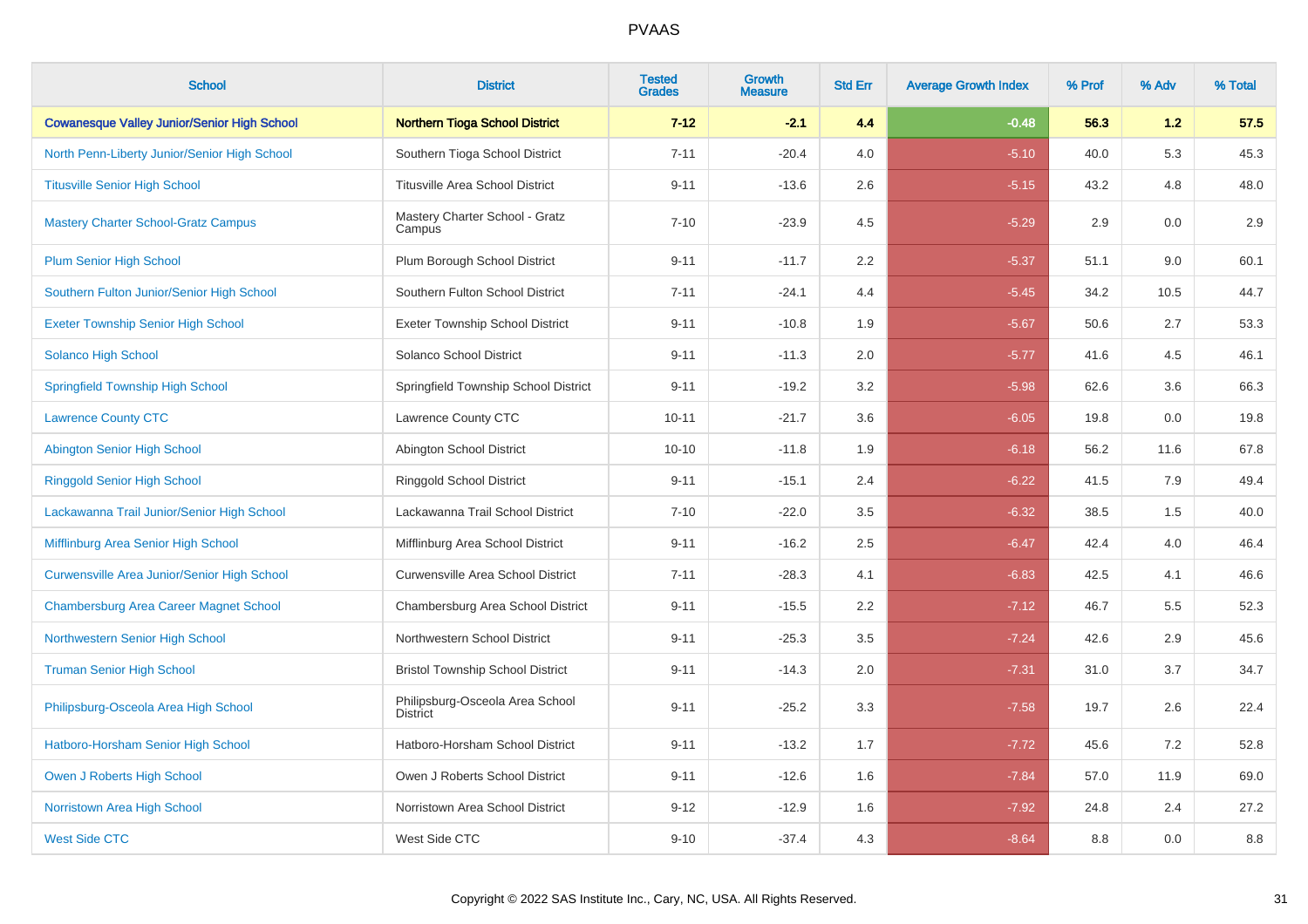# PVAAS

| School | District | Tested Grades | Growth Measure | Std Err | Average Growth Index | % Prof | % Adv | % Total |
|---|---|---|---|---|---|---|---|---|
| **Cowanesque Valley Junior/Senior High School** | **Northern Tioga School District** | **7-12** | **-2.1** | **4.4** | **-0.48** | **56.3** | **1.2** | **57.5** |
| North Penn-Liberty Junior/Senior High School | Southern Tioga School District | 7-11 | -20.4 | 4.0 | -5.10 | 40.0 | 5.3 | 45.3 |
| Titusville Senior High School | Titusville Area School District | 9-11 | -13.6 | 2.6 | -5.15 | 43.2 | 4.8 | 48.0 |
| Mastery Charter School-Gratz Campus | Mastery Charter School - Gratz Campus | 7-10 | -23.9 | 4.5 | -5.29 | 2.9 | 0.0 | 2.9 |
| Plum Senior High School | Plum Borough School District | 9-11 | -11.7 | 2.2 | -5.37 | 51.1 | 9.0 | 60.1 |
| Southern Fulton Junior/Senior High School | Southern Fulton School District | 7-11 | -24.1 | 4.4 | -5.45 | 34.2 | 10.5 | 44.7 |
| Exeter Township Senior High School | Exeter Township School District | 9-11 | -10.8 | 1.9 | -5.67 | 50.6 | 2.7 | 53.3 |
| Solanco High School | Solanco School District | 9-11 | -11.3 | 2.0 | -5.77 | 41.6 | 4.5 | 46.1 |
| Springfield Township High School | Springfield Township School District | 9-11 | -19.2 | 3.2 | -5.98 | 62.6 | 3.6 | 66.3 |
| Lawrence County CTC | Lawrence County CTC | 10-11 | -21.7 | 3.6 | -6.05 | 19.8 | 0.0 | 19.8 |
| Abington Senior High School | Abington School District | 10-10 | -11.8 | 1.9 | -6.18 | 56.2 | 11.6 | 67.8 |
| Ringgold Senior High School | Ringgold School District | 9-11 | -15.1 | 2.4 | -6.22 | 41.5 | 7.9 | 49.4 |
| Lackawanna Trail Junior/Senior High School | Lackawanna Trail School District | 7-10 | -22.0 | 3.5 | -6.32 | 38.5 | 1.5 | 40.0 |
| Mifflinburg Area Senior High School | Mifflinburg Area School District | 9-11 | -16.2 | 2.5 | -6.47 | 42.4 | 4.0 | 46.4 |
| Curwensville Area Junior/Senior High School | Curwensville Area School District | 7-11 | -28.3 | 4.1 | -6.83 | 42.5 | 4.1 | 46.6 |
| Chambersburg Area Career Magnet School | Chambersburg Area School District | 9-11 | -15.5 | 2.2 | -7.12 | 46.7 | 5.5 | 52.3 |
| Northwestern Senior High School | Northwestern School District | 9-11 | -25.3 | 3.5 | -7.24 | 42.6 | 2.9 | 45.6 |
| Truman Senior High School | Bristol Township School District | 9-11 | -14.3 | 2.0 | -7.31 | 31.0 | 3.7 | 34.7 |
| Philipsburg-Osceola Area High School | Philipsburg-Osceola Area School District | 9-11 | -25.2 | 3.3 | -7.58 | 19.7 | 2.6 | 22.4 |
| Hatboro-Horsham Senior High School | Hatboro-Horsham School District | 9-11 | -13.2 | 1.7 | -7.72 | 45.6 | 7.2 | 52.8 |
| Owen J Roberts High School | Owen J Roberts School District | 9-11 | -12.6 | 1.6 | -7.84 | 57.0 | 11.9 | 69.0 |
| Norristown Area High School | Norristown Area School District | 9-12 | -12.9 | 1.6 | -7.92 | 24.8 | 2.4 | 27.2 |
| West Side CTC | West Side CTC | 9-10 | -37.4 | 4.3 | -8.64 | 8.8 | 0.0 | 8.8 |

Copyright © 2022 SAS Institute Inc., Cary, NC, USA. All Rights Reserved.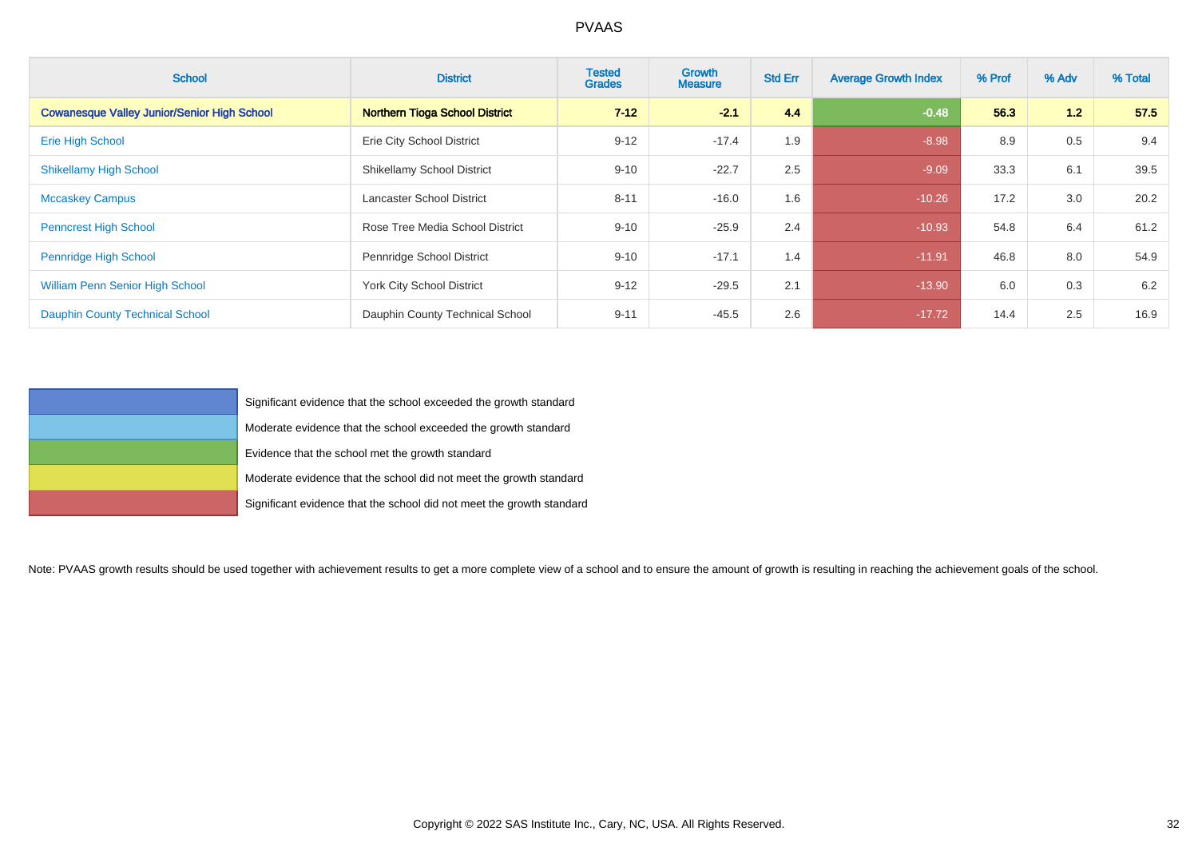# PVAAS

| School | District | Tested Grades | Growth Measure | Std Err | Average Growth Index | % Prof | % Adv | % Total |
|---|---|---|---|---|---|---|---|---|
| **Cowanesque Valley Junior/Senior High School** | **Northern Tioga School District** | **7-12** | **-2.1** | **4.4** | **-0.48** | **56.3** | **1.2** | **57.5** |
| Erie High School | Erie City School District | 9-12 | -17.4 | 1.9 | -8.98 | 8.9 | 0.5 | 9.4 |
| Shikellamy High School | Shikellamy School District | 9-10 | -22.7 | 2.5 | -9.09 | 33.3 | 6.1 | 39.5 |
| Mccaskey Campus | Lancaster School District | 8-11 | -16.0 | 1.6 | -10.26 | 17.2 | 3.0 | 20.2 |
| Penncrest High School | Rose Tree Media School District | 9-10 | -25.9 | 2.4 | -10.93 | 54.8 | 6.4 | 61.2 |
| Pennridge High School | Pennridge School District | 9-10 | -17.1 | 1.4 | -11.91 | 46.8 | 8.0 | 54.9 |
| William Penn Senior High School | York City School District | 9-12 | -29.5 | 2.1 | -13.90 | 6.0 | 0.3 | 6.2 |
| Dauphin County Technical School | Dauphin County Technical School | 9-11 | -45.5 | 2.6 | -17.72 | 14.4 | 2.5 | 16.9 |

Significant evidence that the school exceeded the growth standard

Moderate evidence that the school exceeded the growth standard

Evidence that the school met the growth standard

Moderate evidence that the school did not meet the growth standard

Significant evidence that the school did not meet the growth standard

Note: PVAAS growth results should be used together with achievement results to get a more complete view of a school and to ensure the amount of growth is resulting in reaching the achievement goals of the school.

Copyright © 2022 SAS Institute Inc., Cary, NC, USA. All Rights Reserved.